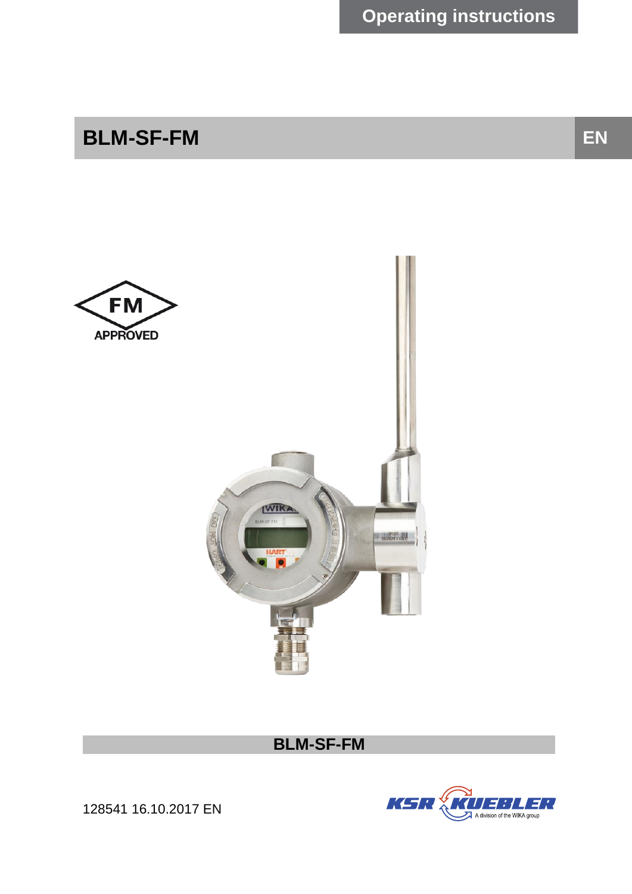Operating instructions

# BLM-SF-FM

EN

FM APPROVED

BLM-SF-FM

128541 16.10.2017 EN

KSR KUEBLER A division of the WIKA group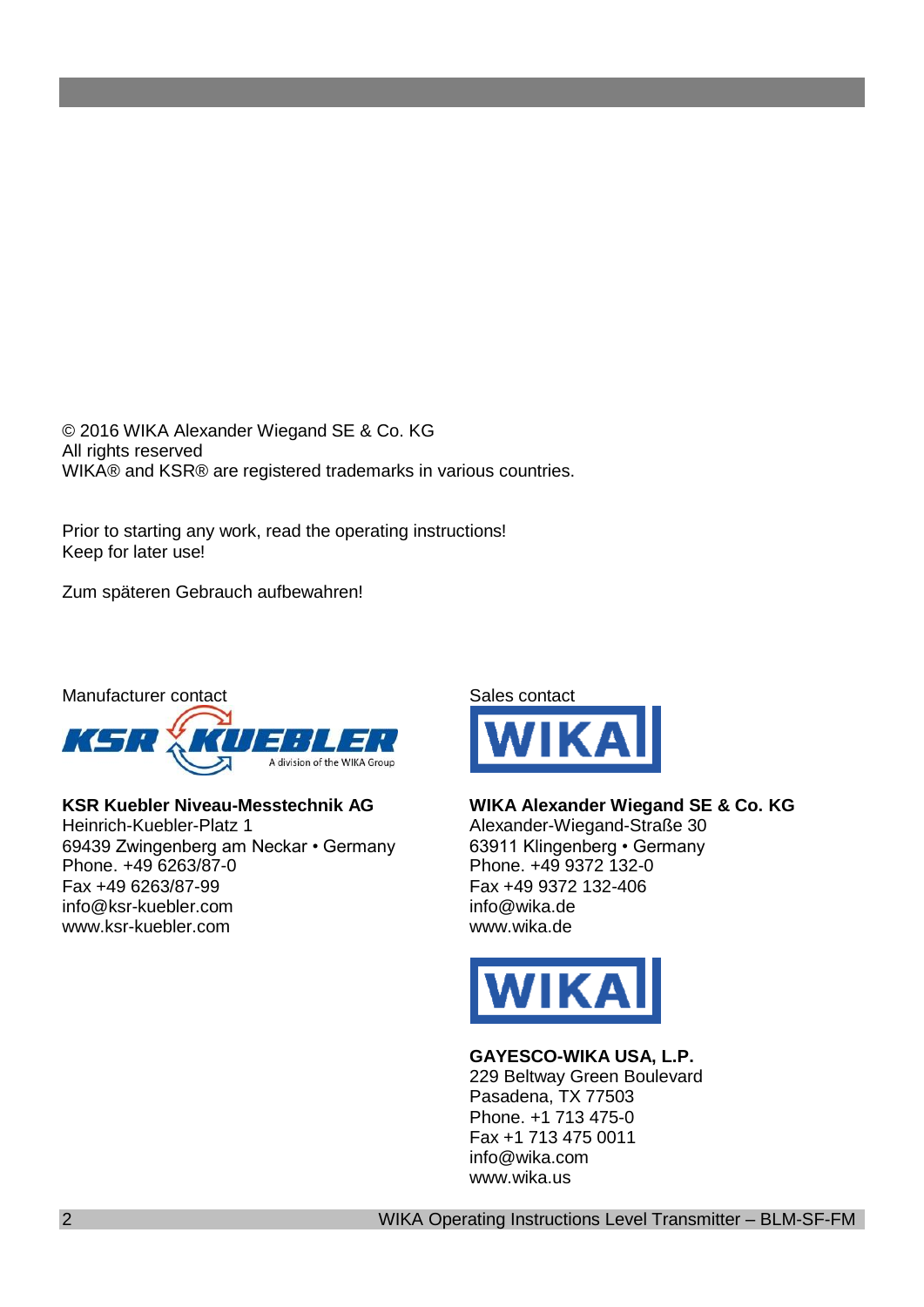© 2016 WIKA Alexander Wiegand SE & Co. KG
All rights reserved
WIKA® and KSR® are registered trademarks in various countries.

Prior to starting any work, read the operating instructions!
Keep for later use!

Zum späteren Gebrauch aufbewahren!

Manufacturer contact

**KSR Kuebler Niveau-Messtechnik AG**
Heinrich-Kuebler-Platz 1
69439 Zwingenberg am Neckar • Germany
Phone. +49 6263/87-0
Fax +49 6263/87-99
info@ksr-kuebler.com
www.ksr-kuebler.com

Sales contact

**WIKA Alexander Wiegand SE & Co. KG**
Alexander-Wiegand-Straße 30
63911 Klingenberg • Germany
Phone. +49 9372 132-0
Fax +49 9372 132-406
info@wika.de
www.wika.de

**GAYESCO-WIKA USA, L.P.**
229 Beltway Green Boulevard
Pasadena, TX 77503
Phone. +1 713 475-0
Fax +1 713 475 0011
info@wika.com
www.wika.us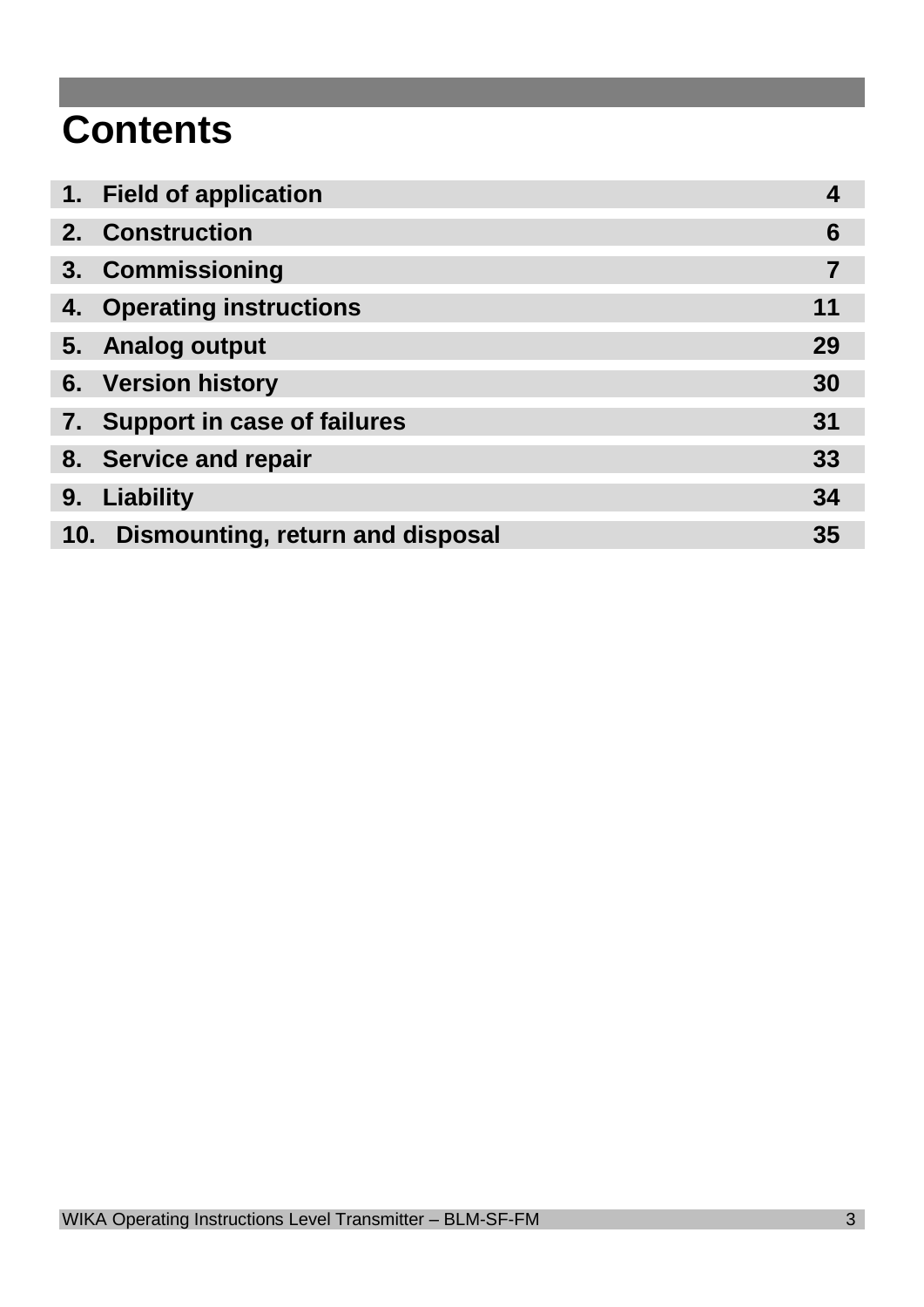# Contents

| | | |
|---|---|---|
| 1. | **Field of application** | **4** |
| 2. | **Construction** | **6** |
| 3. | **Commissioning** | **7** |
| 4. | **Operating instructions** | **11** |
| 5. | **Analog output** | **29** |
| 6. | **Version history** | **30** |
| 7. | **Support in case of failures** | **31** |
| 8. | **Service and repair** | **33** |
| 9. | **Liability** | **34** |
| 10. | **Dismounting, return and disposal** | **35** |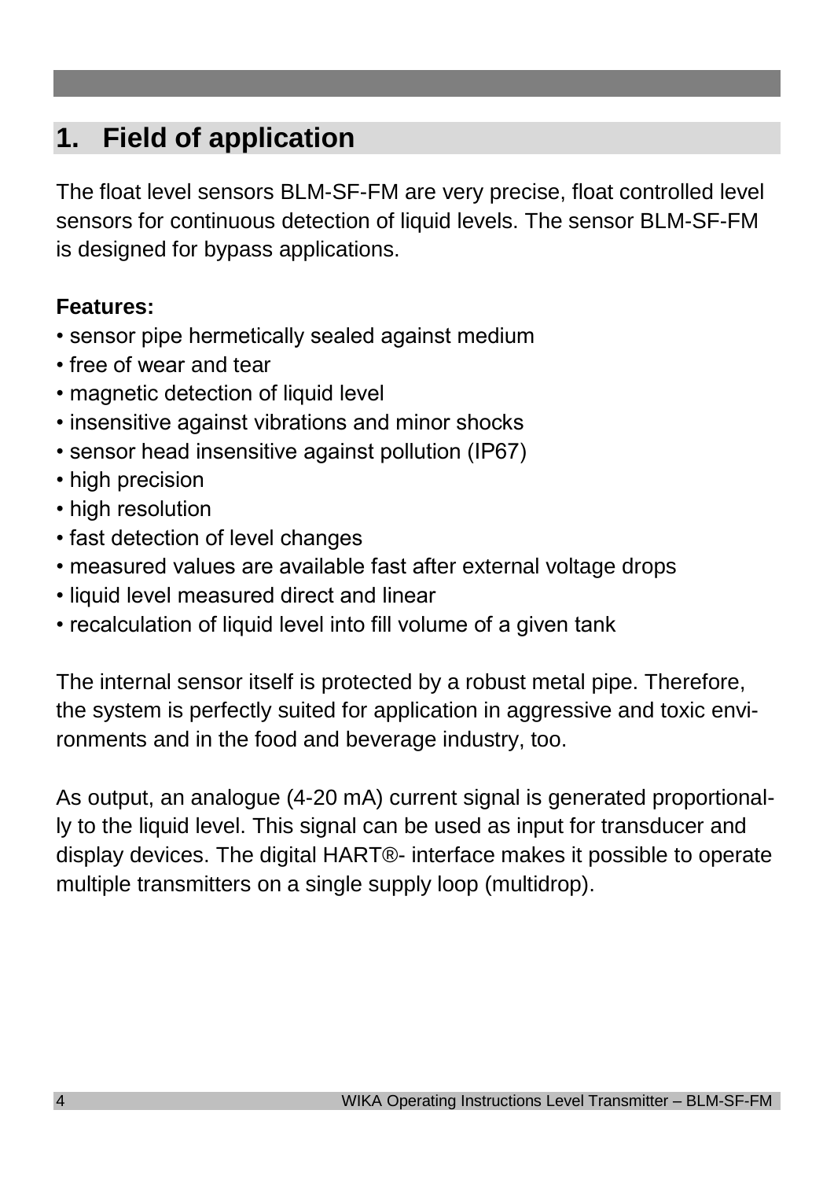# 1. Field of application

The float level sensors BLM-SF-FM are very precise, float controlled level sensors for continuous detection of liquid levels. The sensor BLM-SF-FM is designed for bypass applications.

**Features:**

- sensor pipe hermetically sealed against medium
- free of wear and tear
- magnetic detection of liquid level
- insensitive against vibrations and minor shocks
- sensor head insensitive against pollution (IP67)
- high precision
- high resolution
- fast detection of level changes
- measured values are available fast after external voltage drops
- liquid level measured direct and linear
- recalculation of liquid level into fill volume of a given tank

The internal sensor itself is protected by a robust metal pipe. Therefore, the system is perfectly suited for application in aggressive and toxic environments and in the food and beverage industry, too.

As output, an analogue (4-20 mA) current signal is generated proportionally to the liquid level. This signal can be used as input for transducer and display devices. The digital HART®- interface makes it possible to operate multiple transmitters on a single supply loop (multidrop).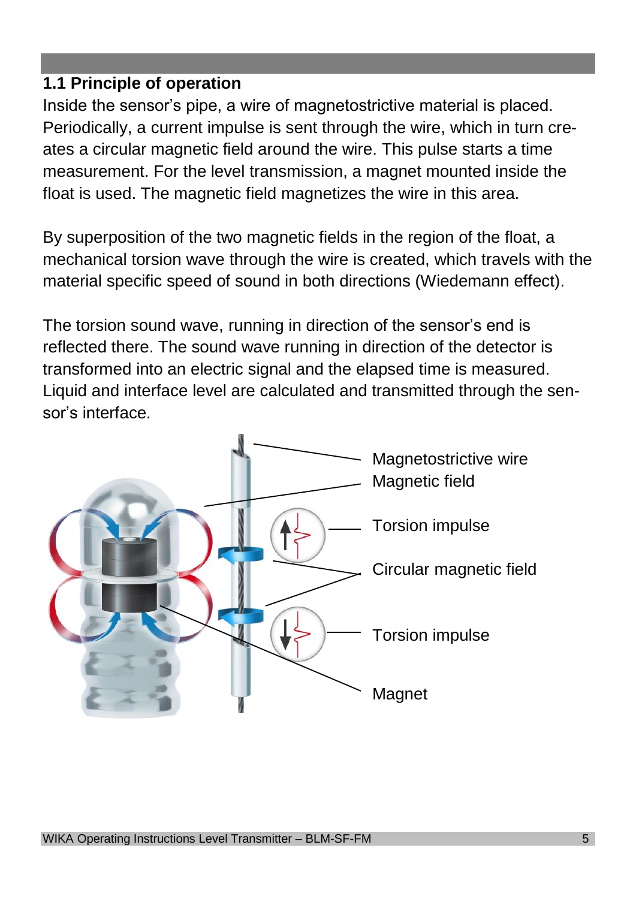## 1.1 Principle of operation

Inside the sensor's pipe, a wire of magnetostrictive material is placed. Periodically, a current impulse is sent through the wire, which in turn creates a circular magnetic field around the wire. This pulse starts a time measurement. For the level transmission, a magnet mounted inside the float is used. The magnetic field magnetizes the wire in this area.

By superposition of the two magnetic fields in the region of the float, a mechanical torsion wave through the wire is created, which travels with the material specific speed of sound in both directions (Wiedemann effect).

The torsion sound wave, running in direction of the sensor's end is reflected there. The sound wave running in direction of the detector is transformed into an electric signal and the elapsed time is measured. Liquid and interface level are calculated and transmitted through the sensor's interface.

Magnetostrictive wire
Magnetic field
Torsion impulse
Circular magnetic field
Torsion impulse
Magnet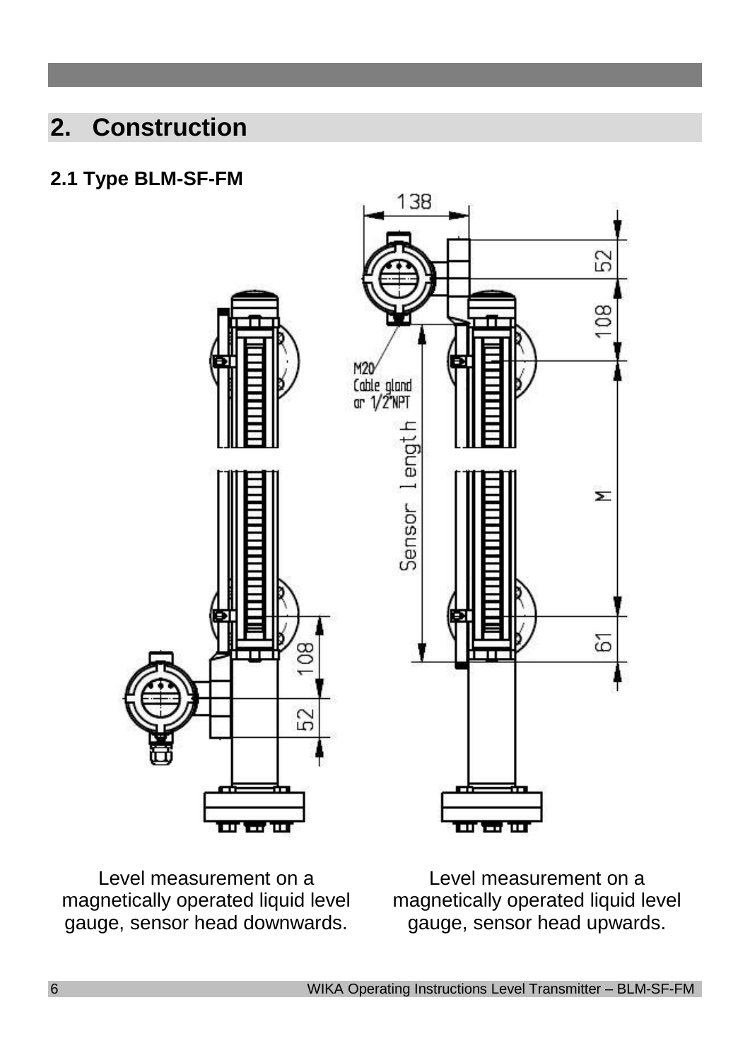# 2. Construction

## 2.1 Type BLM-SF-FM

Level measurement on a magnetically operated liquid level gauge, sensor head downwards.

Level measurement on a magnetically operated liquid level gauge, sensor head upwards.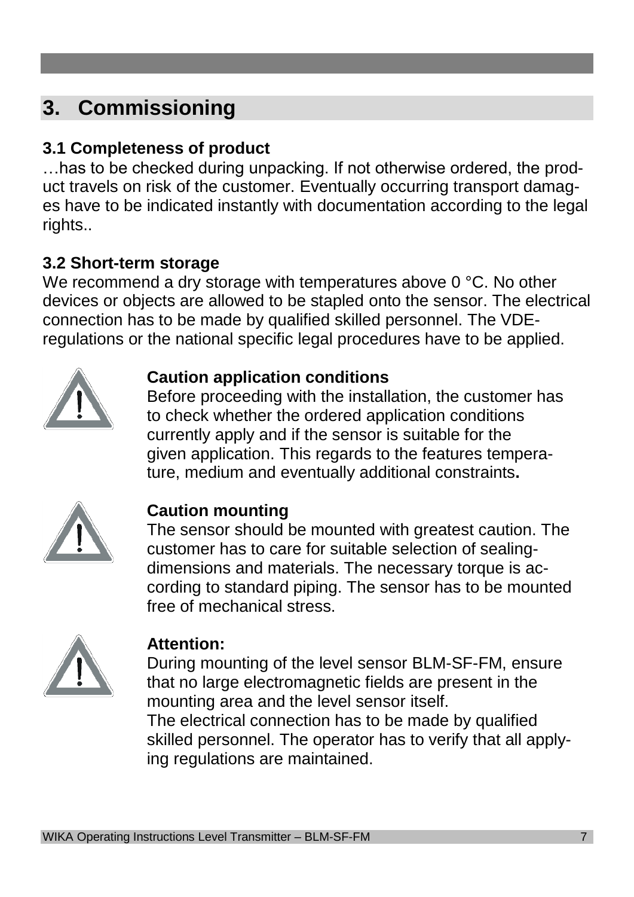# 3. Commissioning

### 3.1 Completeness of product

…has to be checked during unpacking. If not otherwise ordered, the product travels on risk of the customer. Eventually occurring transport damages have to be indicated instantly with documentation according to the legal rights..

### 3.2 Short-term storage

We recommend a dry storage with temperatures above 0 °C. No other devices or objects are allowed to be stapled onto the sensor. The electrical connection has to be made by qualified skilled personnel. The VDE-regulations or the national specific legal procedures have to be applied.

**Caution application conditions**

Before proceeding with the installation, the customer has to check whether the ordered application conditions currently apply and if the sensor is suitable for the given application. This regards to the features temperature, medium and eventually additional constraints**.**

**Caution mounting**

The sensor should be mounted with greatest caution. The customer has to care for suitable selection of sealing-dimensions and materials. The necessary torque is according to standard piping. The sensor has to be mounted free of mechanical stress.

**Attention:**

During mounting of the level sensor BLM-SF-FM, ensure that no large electromagnetic fields are present in the mounting area and the level sensor itself.
The electrical connection has to be made by qualified skilled personnel. The operator has to verify that all applying regulations are maintained.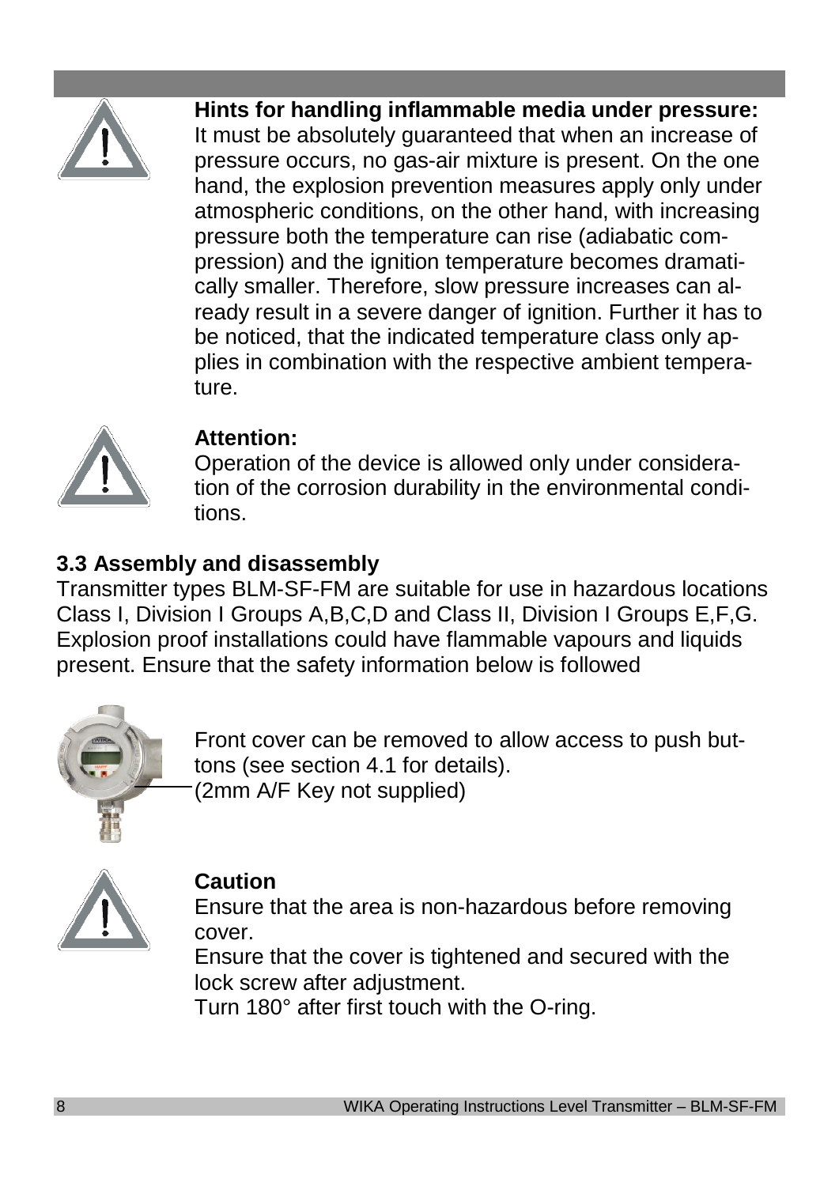**Hints for handling inflammable media under pressure:**
It must be absolutely guaranteed that when an increase of pressure occurs, no gas-air mixture is present. On the one hand, the explosion prevention measures apply only under atmospheric conditions, on the other hand, with increasing pressure both the temperature can rise (adiabatic compression) and the ignition temperature becomes dramatically smaller. Therefore, slow pressure increases can already result in a severe danger of ignition. Further it has to be noticed, that the indicated temperature class only applies in combination with the respective ambient temperature.

**Attention:**
Operation of the device is allowed only under consideration of the corrosion durability in the environmental conditions.

## 3.3 Assembly and disassembly

Transmitter types BLM-SF-FM are suitable for use in hazardous locations Class I, Division I Groups A,B,C,D and Class II, Division I Groups E,F,G. Explosion proof installations could have flammable vapours and liquids present. Ensure that the safety information below is followed

Front cover can be removed to allow access to push buttons (see section 4.1 for details).
(2mm A/F Key not supplied)

**Caution**
Ensure that the area is non-hazardous before removing cover.
Ensure that the cover is tightened and secured with the lock screw after adjustment.
Turn 180° after first touch with the O-ring.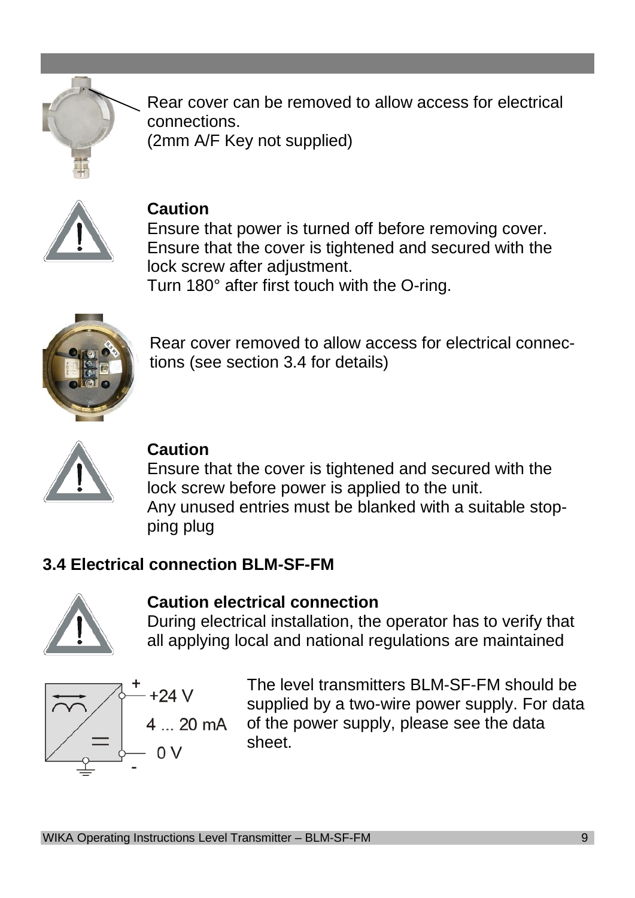Rear cover can be removed to allow access for electrical connections.
(2mm A/F Key not supplied)

**Caution**
Ensure that power is turned off before removing cover.
Ensure that the cover is tightened and secured with the lock screw after adjustment.
Turn 180° after first touch with the O-ring.

Rear cover removed to allow access for electrical connections (see section 3.4 for details)

**Caution**
Ensure that the cover is tightened and secured with the lock screw before power is applied to the unit.
Any unused entries must be blanked with a suitable stopping plug

## 3.4 Electrical connection BLM-SF-FM

**Caution electrical connection**
During electrical installation, the operator has to verify that all applying local and national regulations are maintained

+ +24 V
4 ... 20 mA
0 V -

The level transmitters BLM-SF-FM should be supplied by a two-wire power supply. For data of the power supply, please see the data sheet.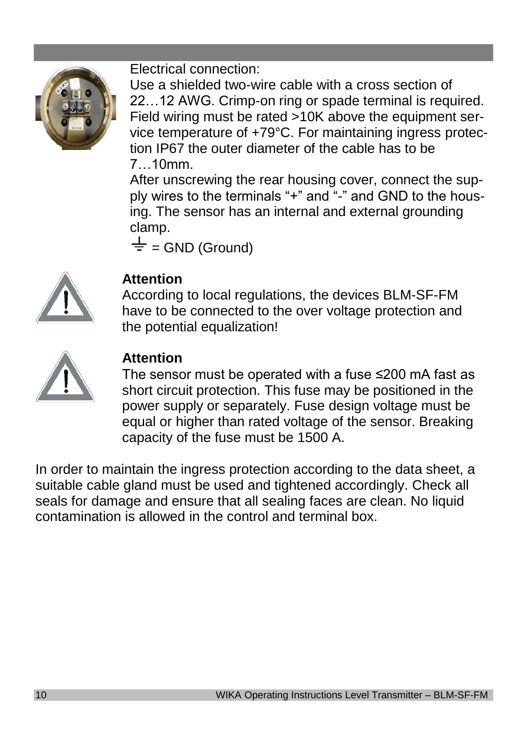Electrical connection:
Use a shielded two-wire cable with a cross section of 22…12 AWG. Crimp-on ring or spade terminal is required. Field wiring must be rated >10K above the equipment service temperature of +79°C. For maintaining ingress protection IP67 the outer diameter of the cable has to be 7…10mm.
After unscrewing the rear housing cover, connect the supply wires to the terminals "+" and "-" and GND to the housing. The sensor has an internal and external grounding clamp.
⏚ = GND (Ground)

**Attention**
According to local regulations, the devices BLM-SF-FM have to be connected to the over voltage protection and the potential equalization!

**Attention**
The sensor must be operated with a fuse ≤200 mA fast as short circuit protection. This fuse may be positioned in the power supply or separately. Fuse design voltage must be equal or higher than rated voltage of the sensor. Breaking capacity of the fuse must be 1500 A.

In order to maintain the ingress protection according to the data sheet, a suitable cable gland must be used and tightened accordingly. Check all seals for damage and ensure that all sealing faces are clean. No liquid contamination is allowed in the control and terminal box.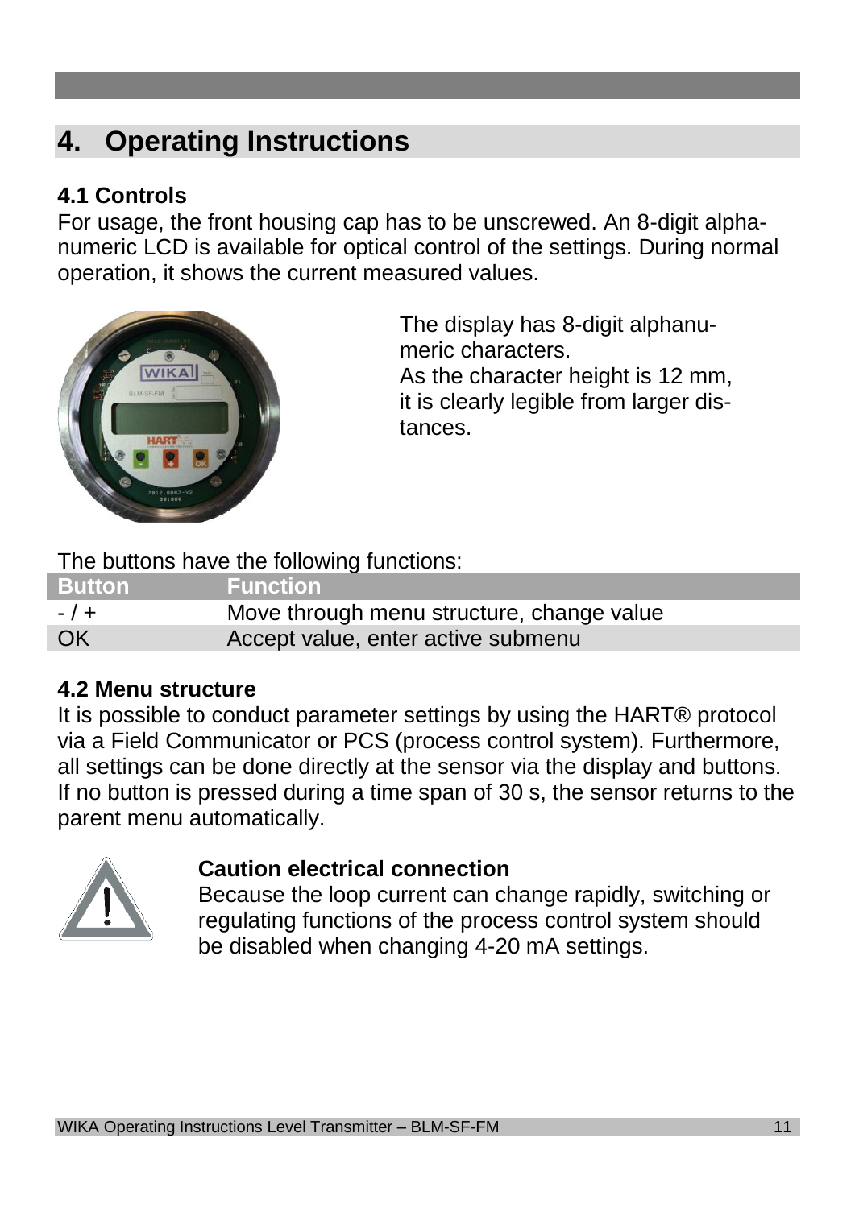# 4. Operating Instructions

### 4.1 Controls

For usage, the front housing cap has to be unscrewed. An 8-digit alpha-numeric LCD is available for optical control of the settings. During normal operation, it shows the current measured values.

The display has 8-digit alphanumeric characters.
As the character height is 12 mm, it is clearly legible from larger distances.

The buttons have the following functions:

| Button | Function |
|---|---|
| - / + | Move through menu structure, change value |
| OK | Accept value, enter active submenu |

### 4.2 Menu structure

It is possible to conduct parameter settings by using the HART® protocol via a Field Communicator or PCS (process control system). Furthermore, all settings can be done directly at the sensor via the display and buttons. If no button is pressed during a time span of 30 s, the sensor returns to the parent menu automatically.

**Caution electrical connection**
Because the loop current can change rapidly, switching or regulating functions of the process control system should be disabled when changing 4-20 mA settings.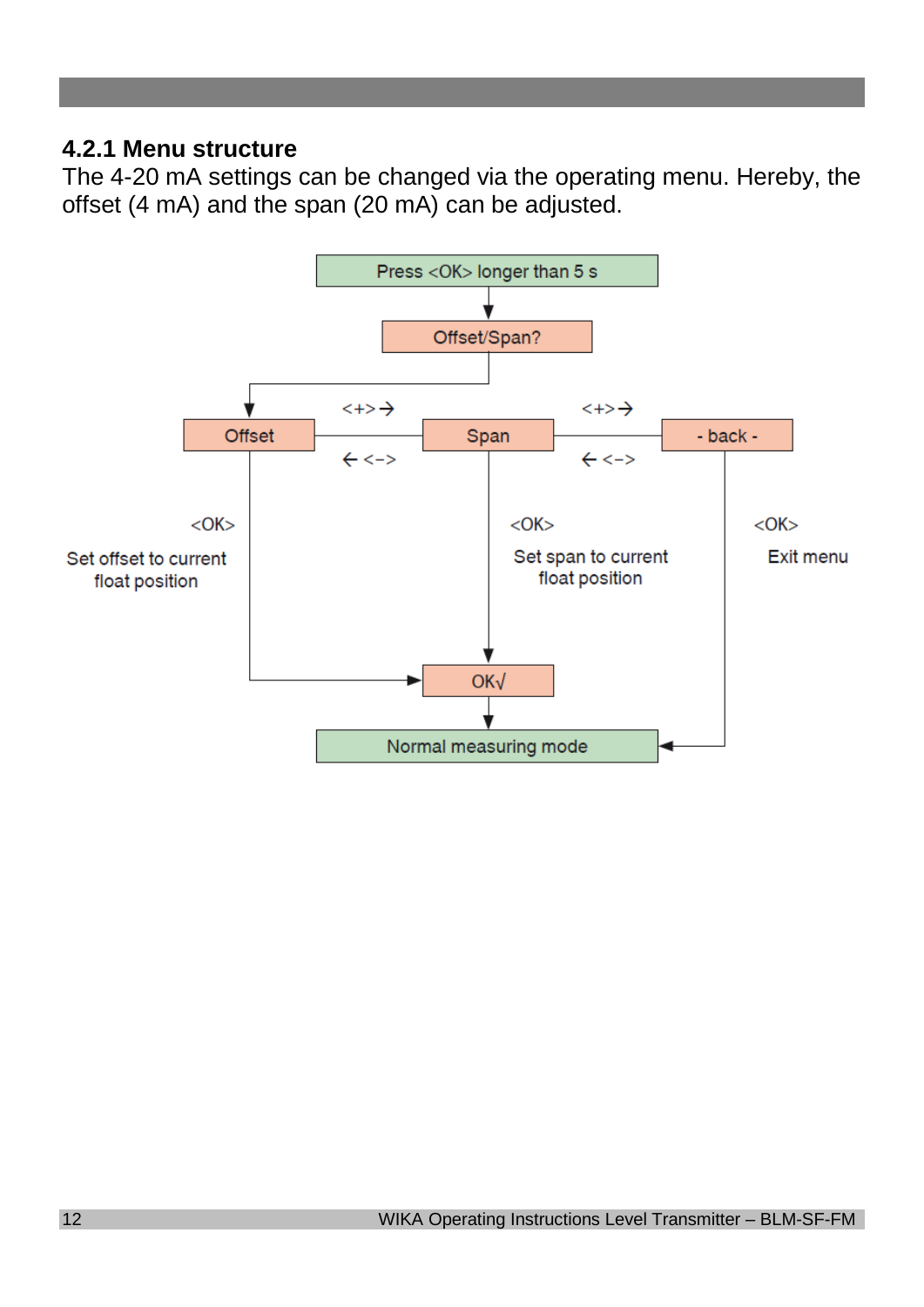### 4.2.1 Menu structure

The 4-20 mA settings can be changed via the operating menu. Hereby, the offset (4 mA) and the span (20 mA) can be adjusted.

Press <OK> longer than 5 s

Offset/Span?

Offset | <+>→ / ←<-> | Span | <+>→ / ←<-> | - back -

<OK>
Set offset to current float position

<OK>
Set span to current float position

<OK>
Exit menu

OK√

Normal measuring mode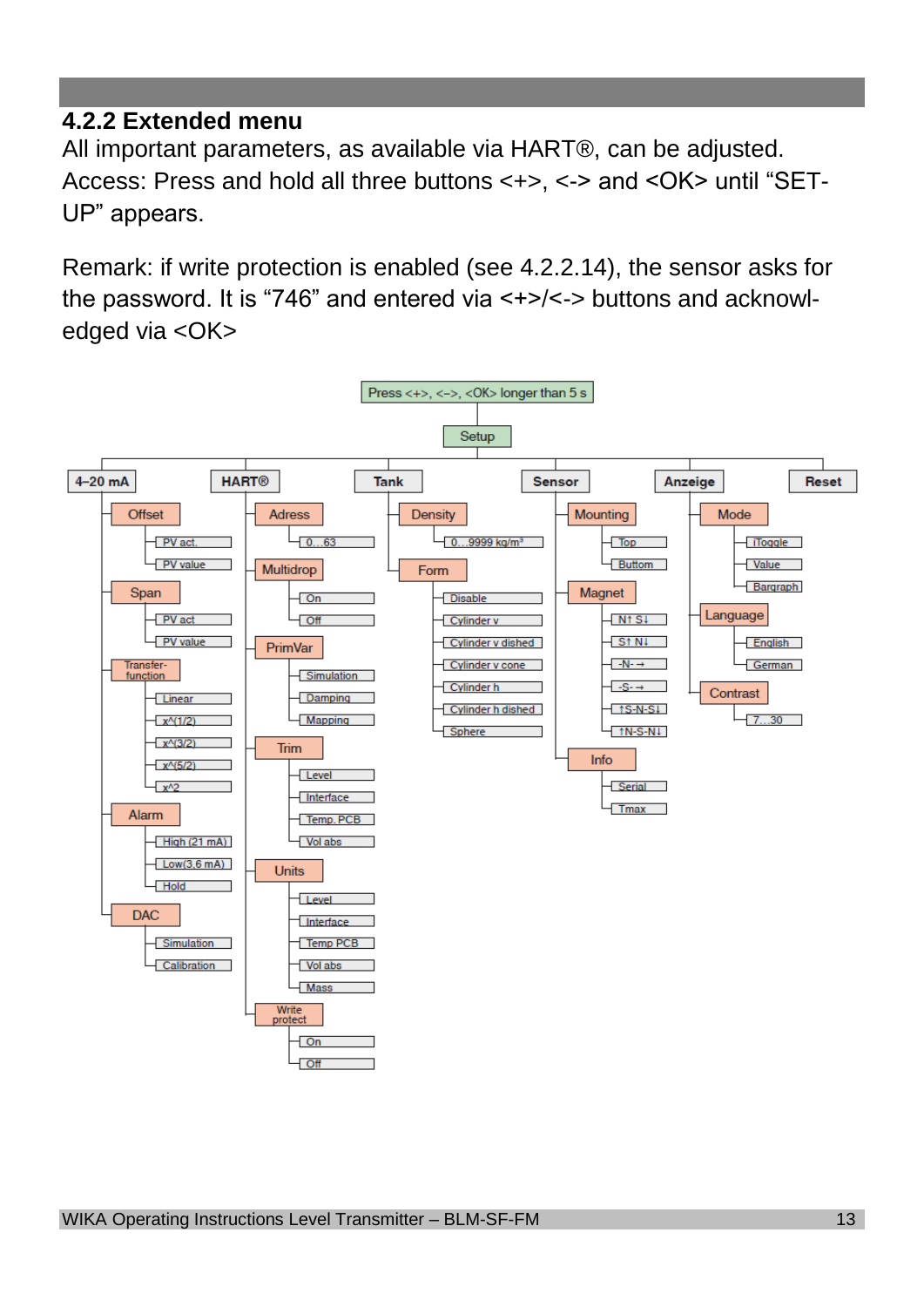### 4.2.2 Extended menu

All important parameters, as available via HART®, can be adjusted.
Access: Press and hold all three buttons <+>, <-> and <OK> until "SET-UP" appears.

Remark: if write protection is enabled (see 4.2.2.14), the sensor asks for the password. It is "746" and entered via <+>/<-> buttons and acknowledged via <OK>

- Press <+>, <->, <OK> longer than 5 s
  - Setup
    - 4–20 mA
      - Offset
        - PV act.
        - PV value
      - Span
        - PV act
        - PV value
      - Transfer-function
        - Linear
        - x^(1/2)
        - x^(3/2)
        - x^(5/2)
        - x^2
      - Alarm
        - High (21 mA)
        - Low(3.6 mA)
        - Hold
      - DAC
        - Simulation
        - Calibration
    - HART®
      - Adress
        - 0…63
      - Multidrop
        - On
        - Off
      - PrimVar
        - Simulation
        - Damping
        - Mapping
      - Trim
        - Level
        - Interface
        - Temp. PCB
        - Vol abs
      - Units
        - Level
        - Interface
        - Temp PCB
        - Vol abs
        - Mass
      - Write protect
        - On
        - Off
    - Tank
      - Density
        - 0…9999 kg/m³
      - Form
        - Disable
        - Cylinder v
        - Cylinder v dished
        - Cylinder v cone
        - Cylinder h
        - Cylinder h dished
        - Sphere
    - Sensor
      - Mounting
        - Top
        - Buttom
      - Magnet
        - N↑ S↓
        - S↑ N↓
        - -N-→
        - -S-→
        - ↑S-N-S↓
        - ↑N-S-N↓
      - Info
        - Serial
        - Tmax
    - Anzeige
      - Mode
        - iToggle
        - Value
        - Bargraph
      - Language
        - English
        - German
      - Contrast
        - 7…30
    - Reset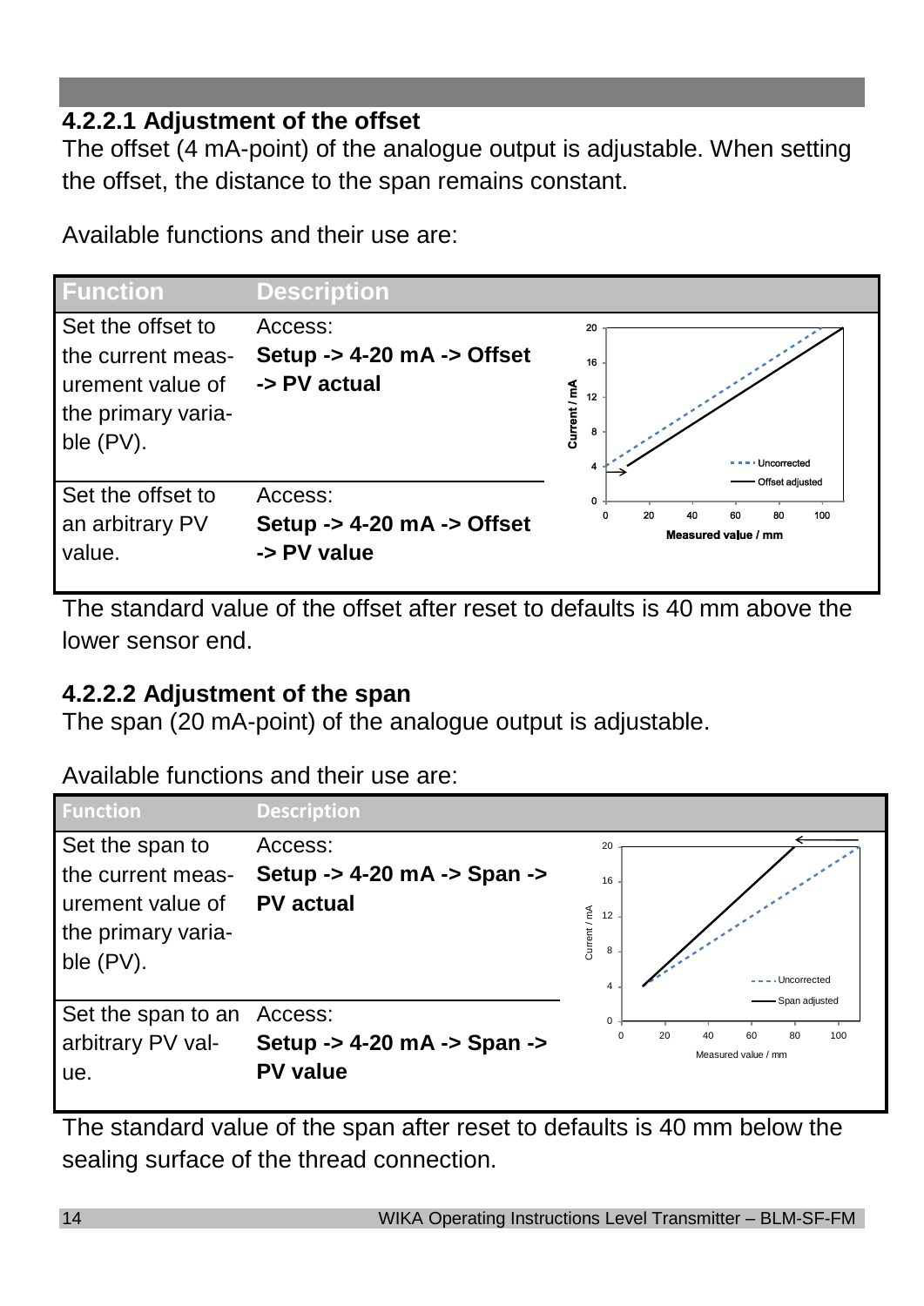### 4.2.2.1 Adjustment of the offset

The offset (4 mA-point) of the analogue output is adjustable. When setting the offset, the distance to the span remains constant.

Available functions and their use are:

| Function | Description |
|---|---|
| Set the offset to the current measurement value of the primary variable (PV). | Access: **Setup -> 4-20 mA -> Offset -> PV actual** |
| Set the offset to an arbitrary PV value. | Access: **Setup -> 4-20 mA -> Offset -> PV value** |

The standard value of the offset after reset to defaults is 40 mm above the lower sensor end.

### 4.2.2.2 Adjustment of the span

The span (20 mA-point) of the analogue output is adjustable.

Available functions and their use are:

| Function | Description |
|---|---|
| Set the span to the current measurement value of the primary variable (PV). | Access: **Setup -> 4-20 mA -> Span -> PV actual** |
| Set the span to an arbitrary PV value. | Access: **Setup -> 4-20 mA -> Span -> PV value** |

The standard value of the span after reset to defaults is 40 mm below the sealing surface of the thread connection.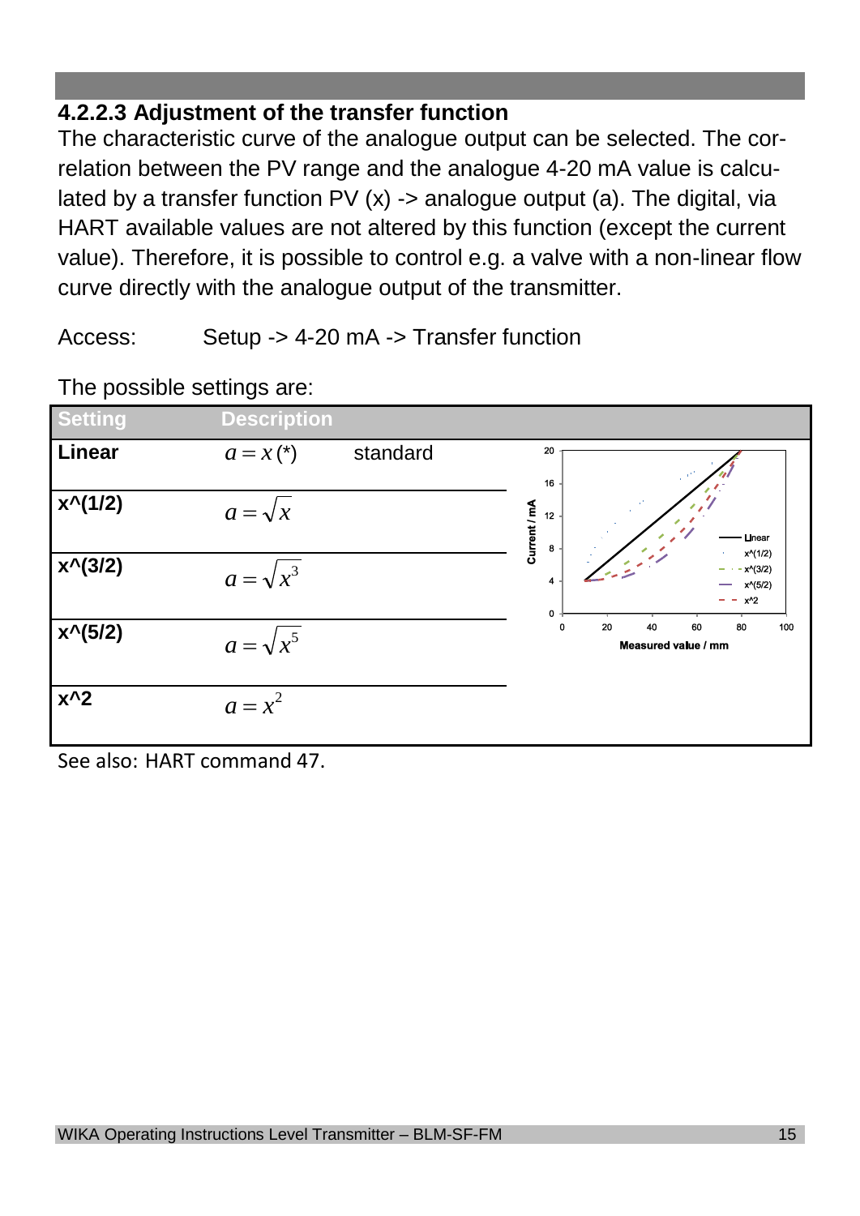#### 4.2.2.3 Adjustment of the transfer function

The characteristic curve of the analogue output can be selected. The correlation between the PV range and the analogue 4-20 mA value is calculated by a transfer function PV (x) -> analogue output (a). The digital, via HART available values are not altered by this function (except the current value). Therefore, it is possible to control e.g. a valve with a non-linear flow curve directly with the analogue output of the transmitter.

Access: Setup -> 4-20 mA -> Transfer function

The possible settings are:

| Setting | Description | |
|---|---|---|
| **Linear** | $a = x$ (*) | standard |
| **x^(1/2)** | $a = \sqrt{x}$ | |
| **x^(3/2)** | $a = \sqrt{x^3}$ | |
| **x^(5/2)** | $a = \sqrt{x^5}$ | |
| **x^2** | $a = x^2$ | |

See also: HART command 47.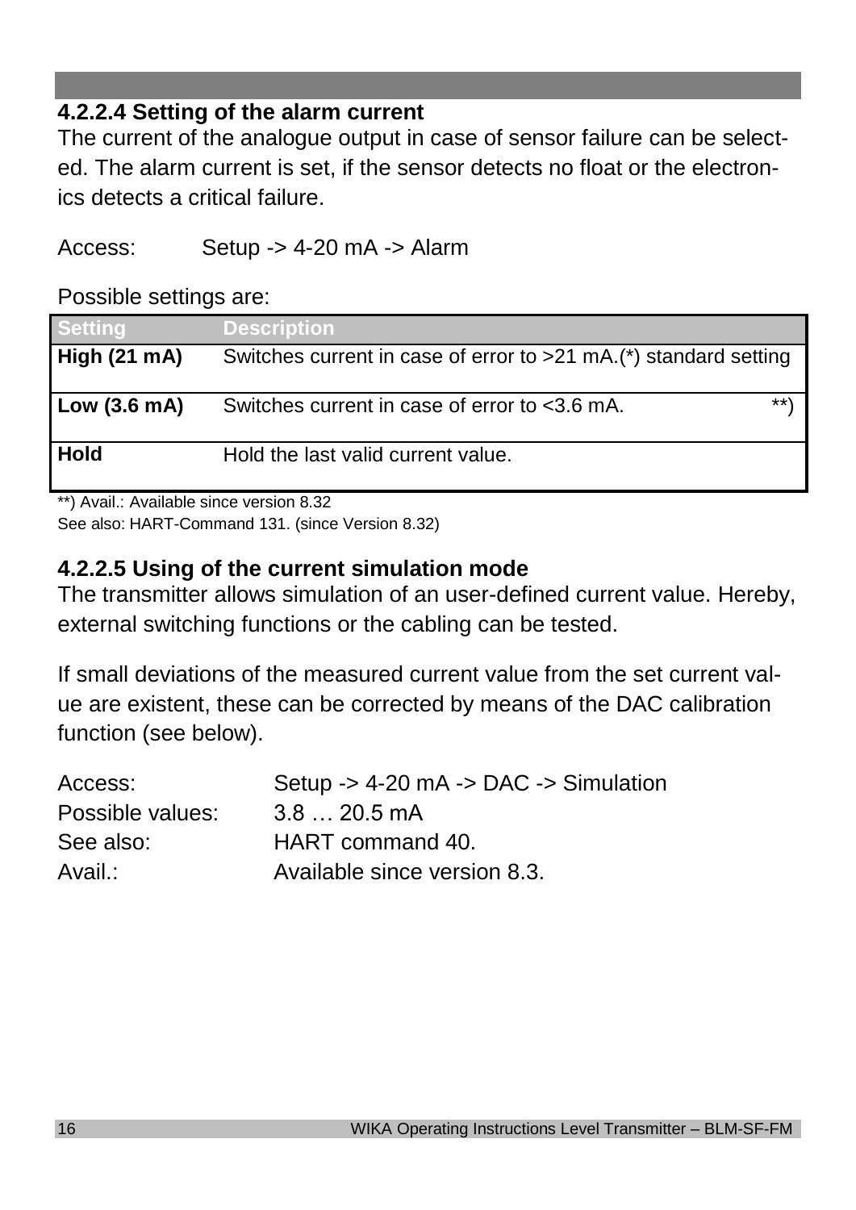#### 4.2.2.4 Setting of the alarm current

The current of the analogue output in case of sensor failure can be selected. The alarm current is set, if the sensor detects no float or the electronics detects a critical failure.

Access: Setup -> 4-20 mA -> Alarm

Possible settings are:

| Setting | Description |
|---|---|
| **High (21 mA)** | Switches current in case of error to >21 mA.(*) standard setting |
| **Low (3.6 mA)** | Switches current in case of error to <3.6 mA. **) |
| **Hold** | Hold the last valid current value. |

**) Avail.: Available since version 8.32
See also: HART-Command 131. (since Version 8.32)

#### 4.2.2.5 Using of the current simulation mode

The transmitter allows simulation of an user-defined current value. Hereby, external switching functions or the cabling can be tested.

If small deviations of the measured current value from the set current value are existent, these can be corrected by means of the DAC calibration function (see below).

Access: Setup -> 4-20 mA -> DAC -> Simulation
Possible values: 3.8 … 20.5 mA
See also: HART command 40.
Avail.: Available since version 8.3.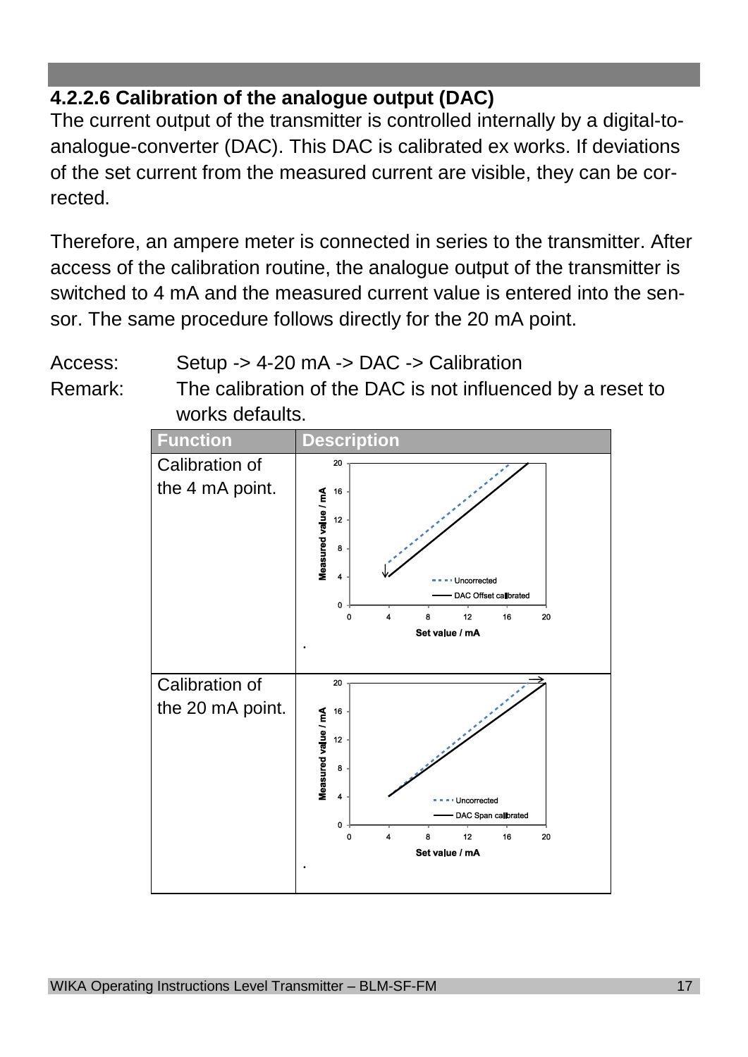#### 4.2.2.6 Calibration of the analogue output (DAC)

The current output of the transmitter is controlled internally by a digital-to-analogue-converter (DAC). This DAC is calibrated ex works. If deviations of the set current from the measured current are visible, they can be corrected.

Therefore, an ampere meter is connected in series to the transmitter. After access of the calibration routine, the analogue output of the transmitter is switched to 4 mA and the measured current value is entered into the sensor. The same procedure follows directly for the 20 mA point.

Access: Setup -> 4-20 mA -> DAC -> Calibration

Remark: The calibration of the DAC is not influenced by a reset to works defaults.

| Function | Description |
|---|---|
| Calibration of the 4 mA point. | Measured value / mA vs. Set value / mA — Uncorrected; DAC Offset calibrated. |
| Calibration of the 20 mA point. | Measured value / mA vs. Set value / mA — Uncorrected; DAC Span calibrated. |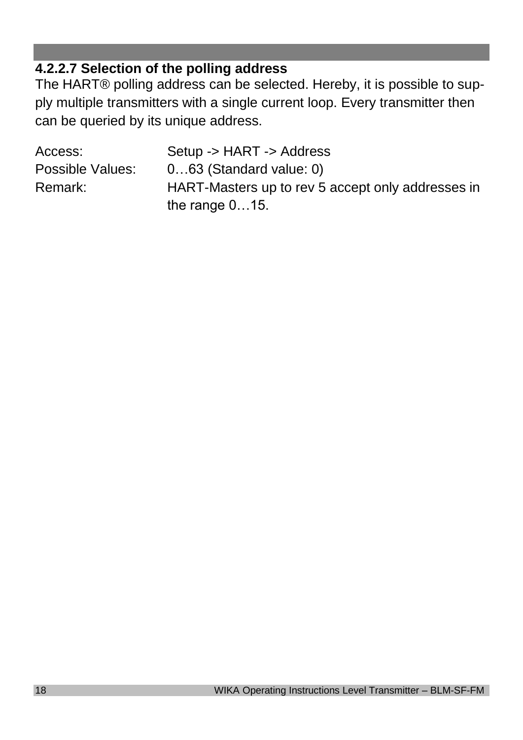#### 4.2.2.7 Selection of the polling address

The HART® polling address can be selected. Hereby, it is possible to supply multiple transmitters with a single current loop. Every transmitter then can be queried by its unique address.

| | |
|---|---|
| Access: | Setup -> HART -> Address |
| Possible Values: | 0…63 (Standard value: 0) |
| Remark: | HART-Masters up to rev 5 accept only addresses in the range 0…15. |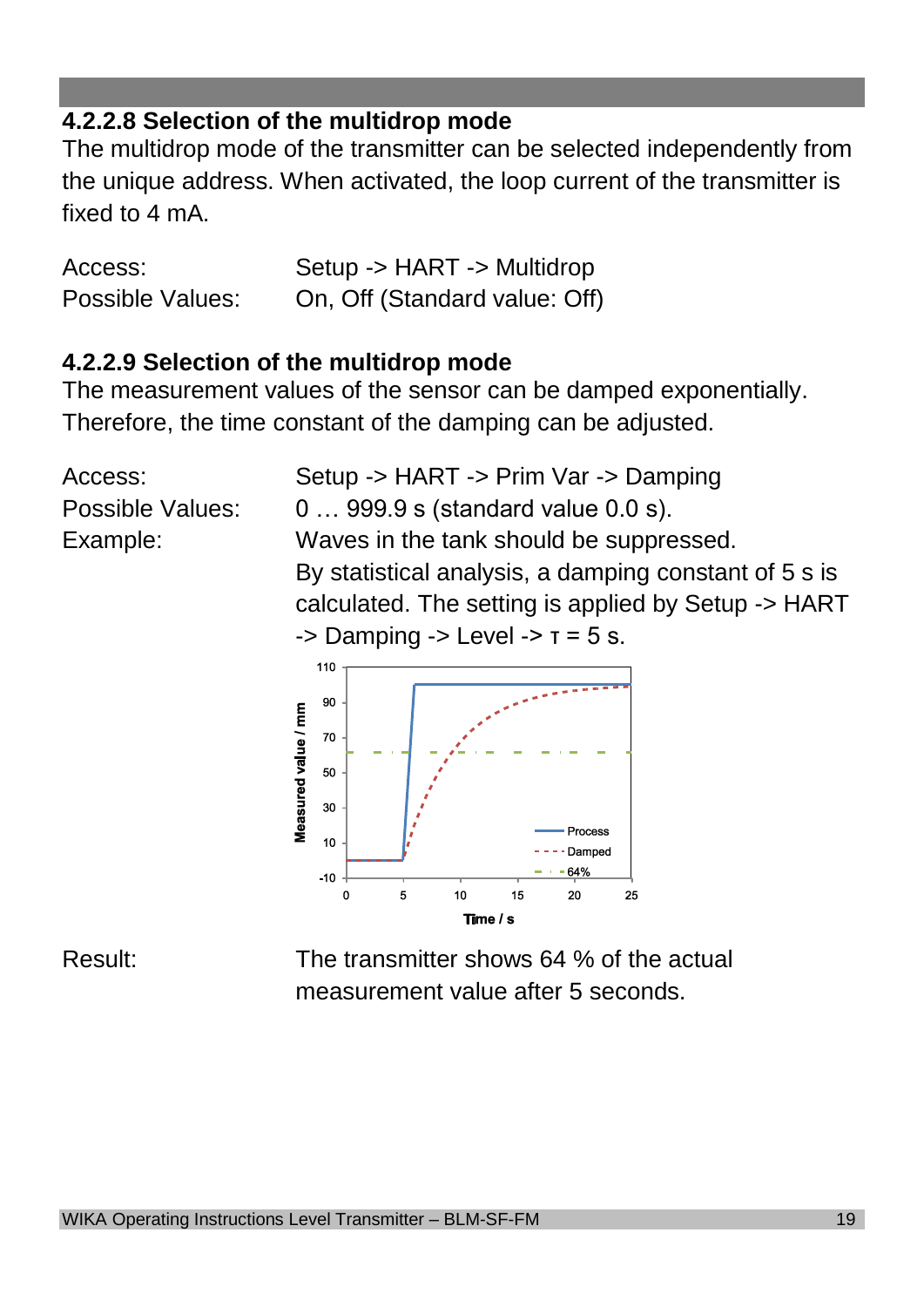#### 4.2.2.8 Selection of the multidrop mode

The multidrop mode of the transmitter can be selected independently from the unique address. When activated, the loop current of the transmitter is fixed to 4 mA.

| | |
|---|---|
| Access: | Setup -> HART -> Multidrop |
| Possible Values: | On, Off (Standard value: Off) |

#### 4.2.2.9 Selection of the multidrop mode

The measurement values of the sensor can be damped exponentially. Therefore, the time constant of the damping can be adjusted.

| | |
|---|---|
| Access: | Setup -> HART -> Prim Var -> Damping |
| Possible Values: | 0 … 999.9 s (standard value 0.0 s). |
| Example: | Waves in the tank should be suppressed. By statistical analysis, a damping constant of 5 s is calculated. The setting is applied by Setup -> HART -> Damping -> Level -> τ = 5 s. |

| | |
|---|---|
| Result: | The transmitter shows 64 % of the actual measurement value after 5 seconds. |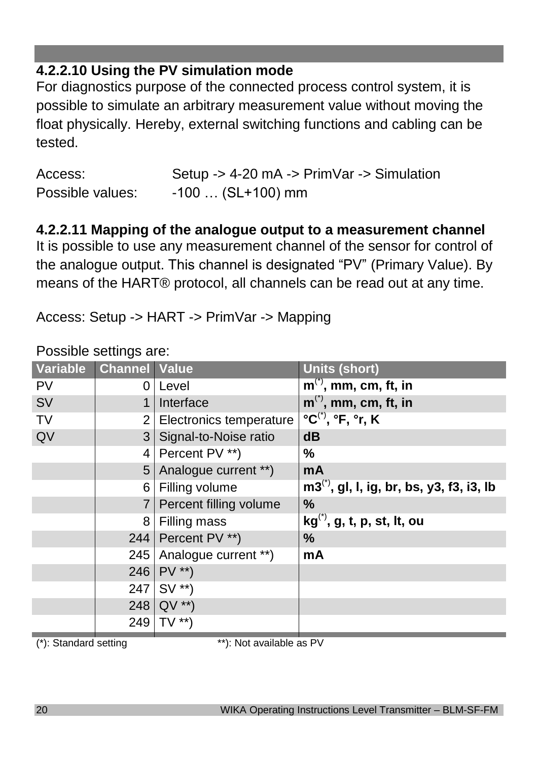#### 4.2.2.10 Using the PV simulation mode

For diagnostics purpose of the connected process control system, it is possible to simulate an arbitrary measurement value without moving the float physically. Hereby, external switching functions and cabling can be tested.

Access: Setup -> 4-20 mA -> PrimVar -> Simulation
Possible values: -100 … (SL+100) mm

#### 4.2.2.11 Mapping of the analogue output to a measurement channel

It is possible to use any measurement channel of the sensor for control of the analogue output. This channel is designated “PV” (Primary Value). By means of the HART® protocol, all channels can be read out at any time.

Access: Setup -> HART -> PrimVar -> Mapping

Possible settings are:

| Variable | Channel | Value | Units (short) |
|---|---|---|---|
| PV | 0 | Level | **m(\*), mm, cm, ft, in** |
| SV | 1 | Interface | **m(\*), mm, cm, ft, in** |
| TV | 2 | Electronics temperature | **°C(\*), °F, °r, K** |
| QV | 3 | Signal-to-Noise ratio | **dB** |
| | 4 | Percent PV **) | **%** |
| | 5 | Analogue current **) | **mA** |
| | 6 | Filling volume | **m3(\*), gl, l, ig, br, bs, y3, f3, i3, lb** |
| | 7 | Percent filling volume | **%** |
| | 8 | Filling mass | **kg(\*), g, t, p, st, lt, ou** |
| | 244 | Percent PV **) | **%** |
| | 245 | Analogue current **) | **mA** |
| | 246 | PV **) | |
| | 247 | SV **) | |
| | 248 | QV **) | |
| | 249 | TV **) | |

(*): Standard setting    **): Not available as PV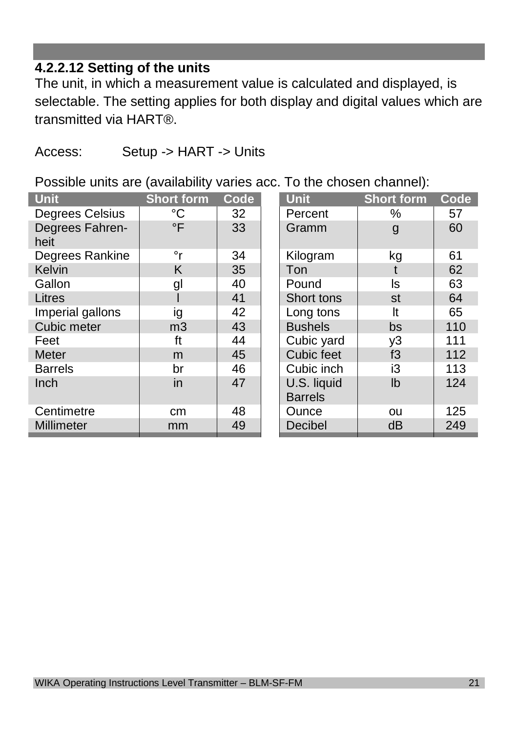#### 4.2.2.12 Setting of the units

The unit, in which a measurement value is calculated and displayed, is selectable. The setting applies for both display and digital values which are transmitted via HART®.

Access: Setup -> HART -> Units

Possible units are (availability varies acc. To the chosen channel):

| Unit | Short form | Code |
|---|---|---|
| Degrees Celsius | °C | 32 |
| Degrees Fahren-heit | °F | 33 |
| Degrees Rankine | °r | 34 |
| Kelvin | K | 35 |
| Gallon | gl | 40 |
| Litres | l | 41 |
| Imperial gallons | ig | 42 |
| Cubic meter | m3 | 43 |
| Feet | ft | 44 |
| Meter | m | 45 |
| Barrels | br | 46 |
| Inch | in | 47 |
| Centimetre | cm | 48 |
| Millimeter | mm | 49 |

| Unit | Short form | Code |
|---|---|---|
| Percent | % | 57 |
| Gramm | g | 60 |
| Kilogram | kg | 61 |
| Ton | t | 62 |
| Pound | ls | 63 |
| Short tons | st | 64 |
| Long tons | lt | 65 |
| Bushels | bs | 110 |
| Cubic yard | y3 | 111 |
| Cubic feet | f3 | 112 |
| Cubic inch | i3 | 113 |
| U.S. liquid Barrels | lb | 124 |
| Ounce | ou | 125 |
| Decibel | dB | 249 |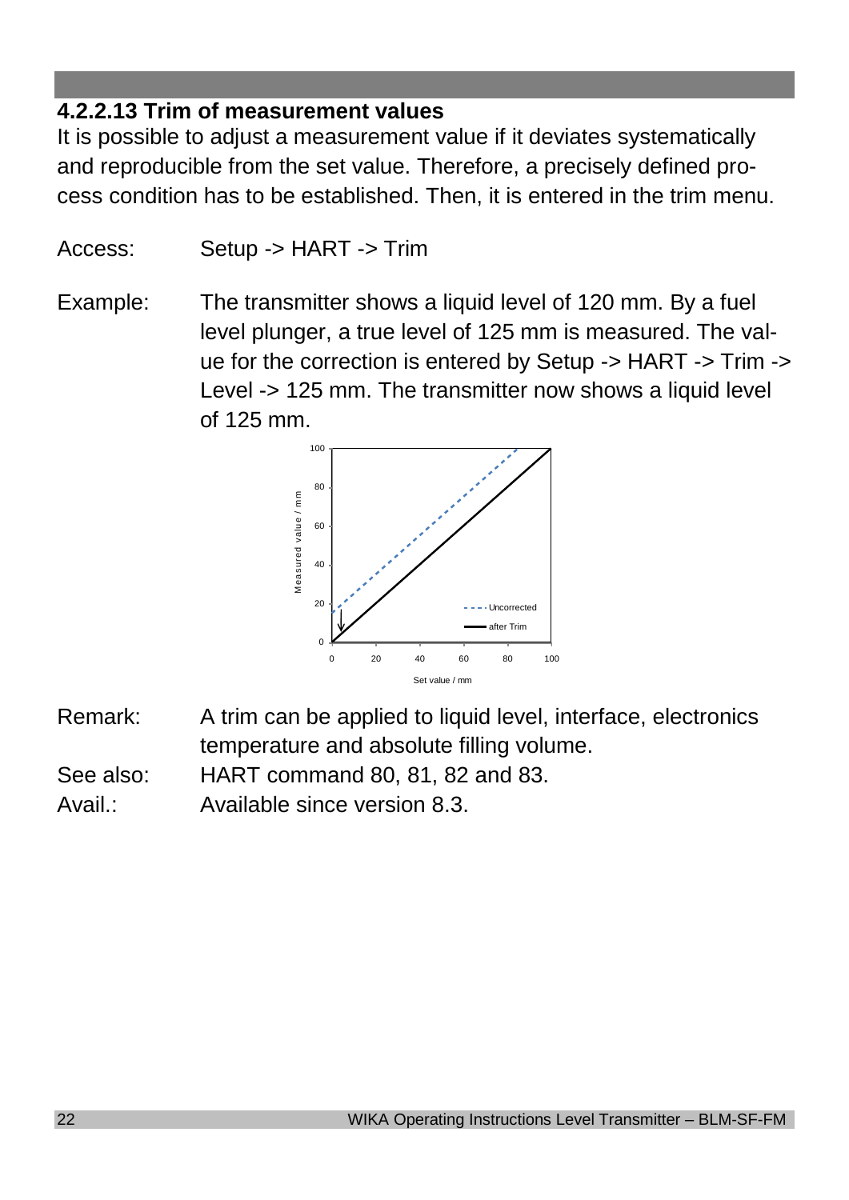### 4.2.2.13 Trim of measurement values

It is possible to adjust a measurement value if it deviates systematically and reproducible from the set value. Therefore, a precisely defined process condition has to be established. Then, it is entered in the trim menu.

Access: Setup -> HART -> Trim

Example: The transmitter shows a liquid level of 120 mm. By a fuel level plunger, a true level of 125 mm is measured. The value for the correction is entered by Setup -> HART -> Trim -> Level -> 125 mm. The transmitter now shows a liquid level of 125 mm.

Remark: A trim can be applied to liquid level, interface, electronics temperature and absolute filling volume.

See also: HART command 80, 81, 82 and 83.

Avail.: Available since version 8.3.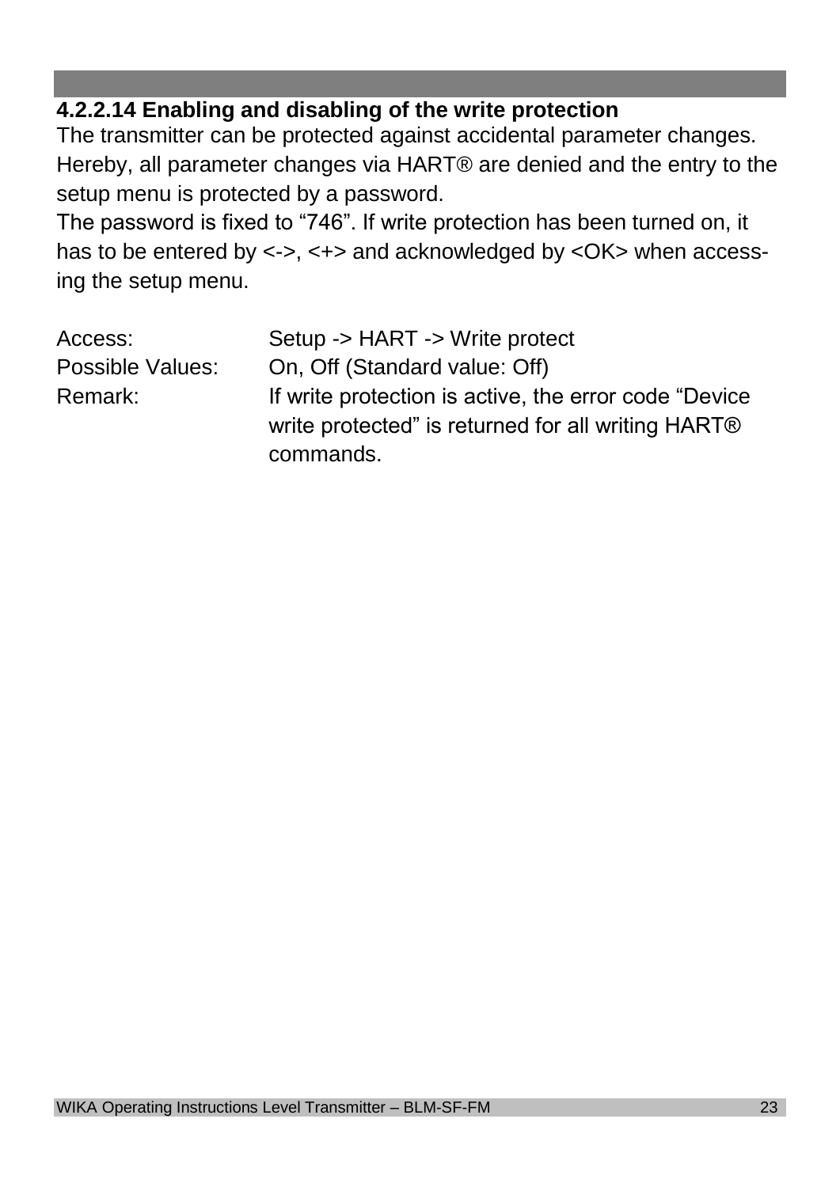#### 4.2.2.14 Enabling and disabling of the write protection

The transmitter can be protected against accidental parameter changes. Hereby, all parameter changes via HART® are denied and the entry to the setup menu is protected by a password.
The password is fixed to “746”. If write protection has been turned on, it has to be entered by <->, <+> and acknowledged by <OK> when accessing the setup menu.

| | |
|---|---|
| Access: | Setup -> HART -> Write protect |
| Possible Values: | On, Off (Standard value: Off) |
| Remark: | If write protection is active, the error code “Device write protected” is returned for all writing HART® commands. |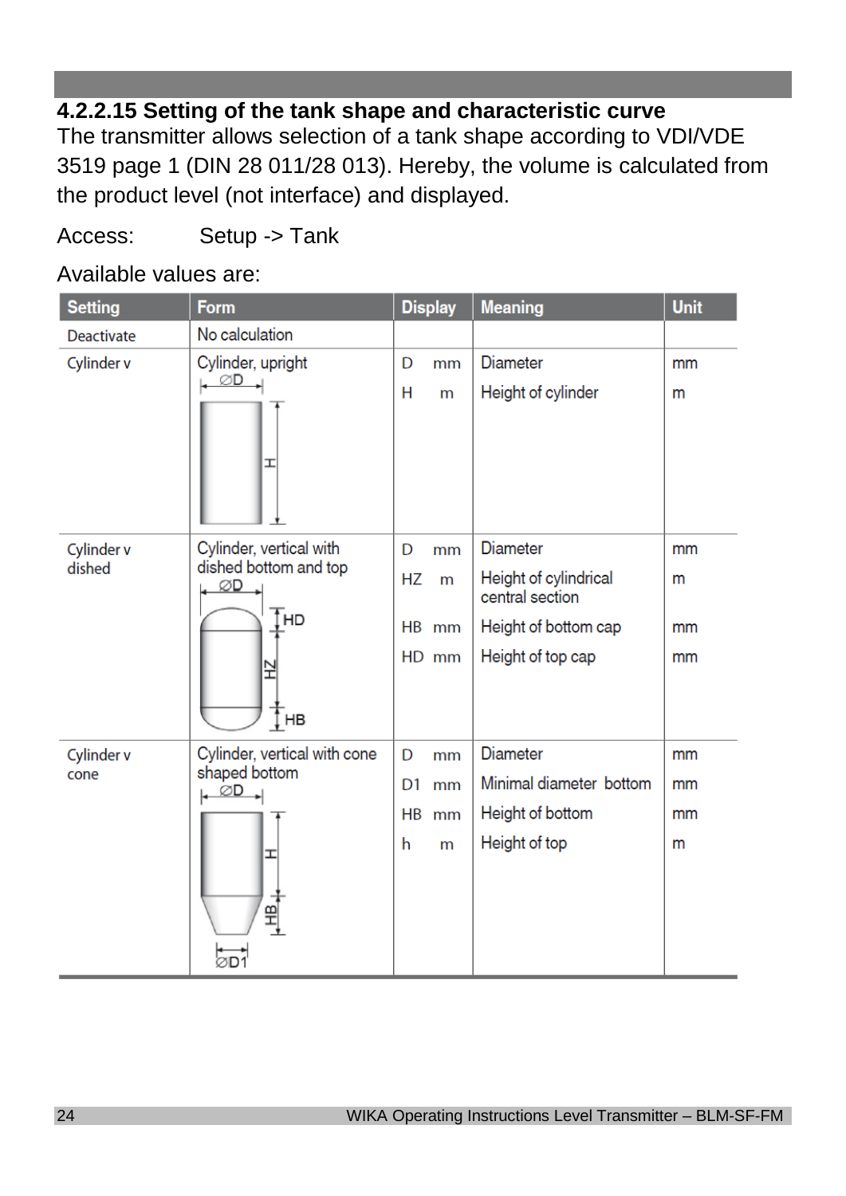#### 4.2.2.15 Setting of the tank shape and characteristic curve

The transmitter allows selection of a tank shape according to VDI/VDE 3519 page 1 (DIN 28 011/28 013). Hereby, the volume is calculated from the product level (not interface) and displayed.

Access: Setup -> Tank

Available values are:

| Setting | Form | Display | Meaning | Unit |
|---|---|---|---|---|
| Deactivate | No calculation | | | |
| Cylinder v | Cylinder, upright | D mm<br>H m | Diameter<br>Height of cylinder | mm<br>m |
| Cylinder v dished | Cylinder, vertical with dished bottom and top | D mm<br>HZ m<br>HB mm<br>HD mm | Diameter<br>Height of cylindrical central section<br>Height of bottom cap<br>Height of top cap | mm<br>m<br>mm<br>mm |
| Cylinder v cone | Cylinder, vertical with cone shaped bottom | D mm<br>D1 mm<br>HB mm<br>h m | Diameter<br>Minimal diameter bottom<br>Height of bottom<br>Height of top | mm<br>mm<br>mm<br>m |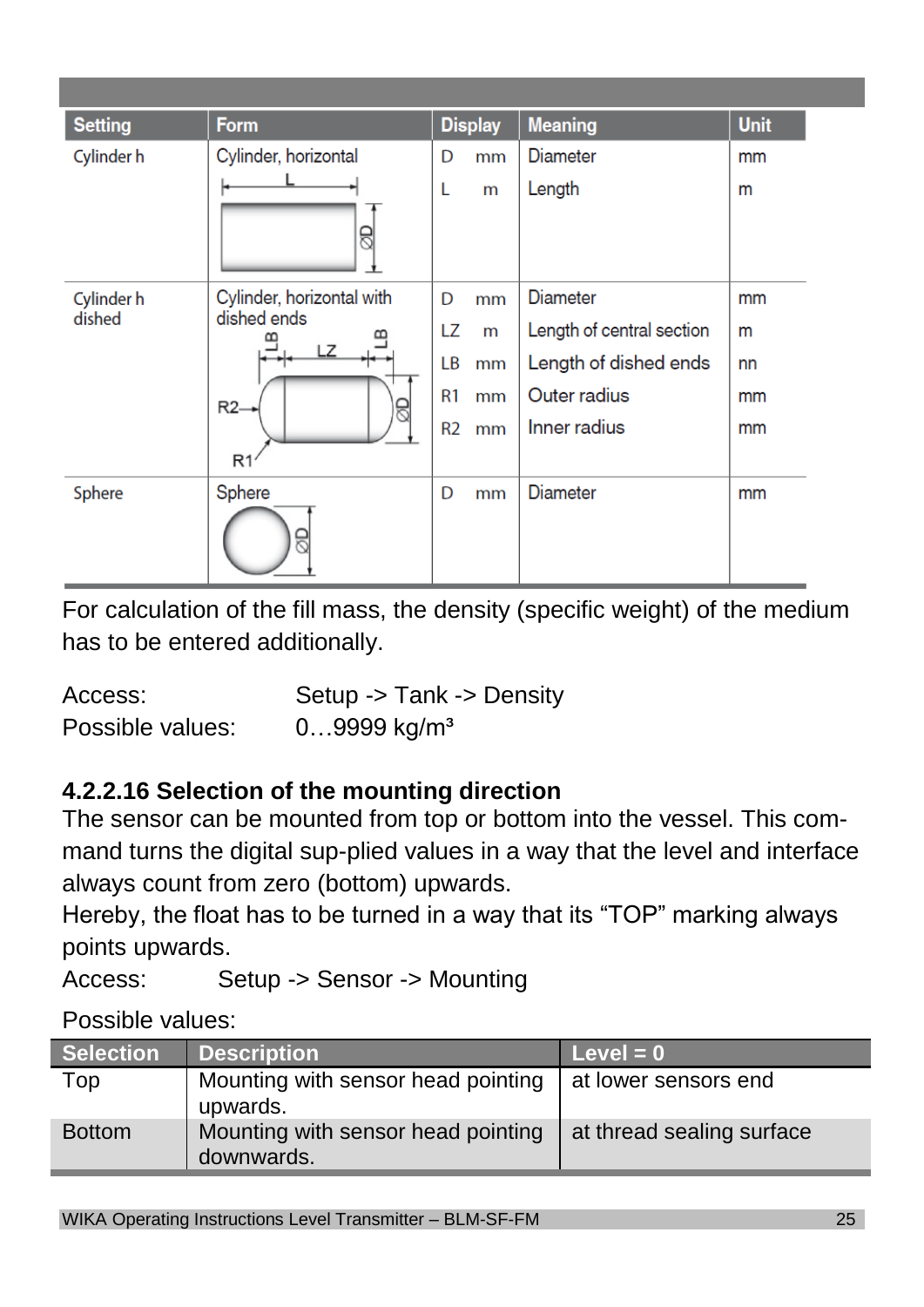| Setting | Form | Display | Meaning | Unit |
|---|---|---|---|---|
| Cylinder h | Cylinder, horizontal | D mm | Diameter | mm |
| | | L m | Length | m |
| Cylinder h dished | Cylinder, horizontal with dished ends | D mm | Diameter | mm |
| | | LZ m | Length of central section | m |
| | | LB mm | Length of dished ends | nn |
| | | R1 mm | Outer radius | mm |
| | | R2 mm | Inner radius | mm |
| Sphere | Sphere | D mm | Diameter | mm |

For calculation of the fill mass, the density (specific weight) of the medium has to be entered additionally.

Access: Setup -> Tank -> Density
Possible values: 0…9999 kg/m³

### 4.2.2.16 Selection of the mounting direction

The sensor can be mounted from top or bottom into the vessel. This com-mand turns the digital sup-plied values in a way that the level and interface always count from zero (bottom) upwards.
Hereby, the float has to be turned in a way that its “TOP” marking always points upwards.
Access: Setup -> Sensor -> Mounting

Possible values:

| Selection | Description | Level = 0 |
|---|---|---|
| Top | Mounting with sensor head pointing upwards. | at lower sensors end |
| Bottom | Mounting with sensor head pointing downwards. | at thread sealing surface |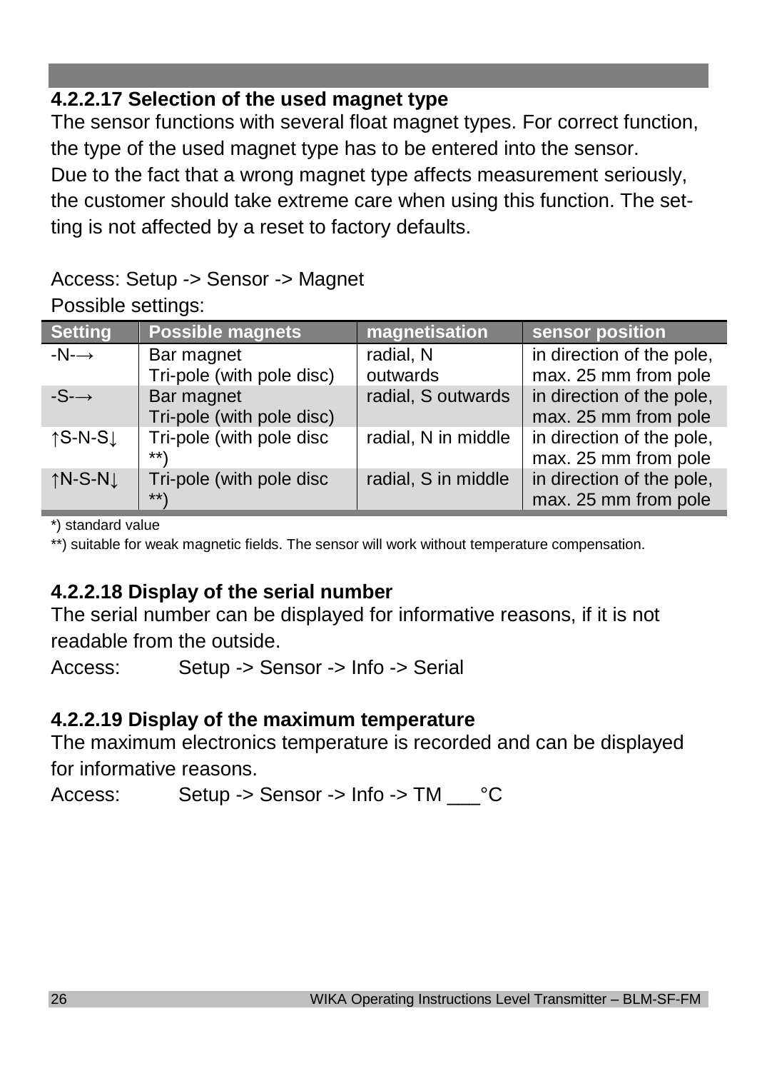#### 4.2.2.17 Selection of the used magnet type

The sensor functions with several float magnet types. For correct function, the type of the used magnet type has to be entered into the sensor.
Due to the fact that a wrong magnet type affects measurement seriously, the customer should take extreme care when using this function. The setting is not affected by a reset to factory defaults.

Access: Setup -> Sensor -> Magnet
Possible settings:

| Setting | Possible magnets | magnetisation | sensor position |
|---|---|---|---|
| -N-→ | Bar magnet<br>Tri-pole (with pole disc) | radial, N outwards | in direction of the pole, max. 25 mm from pole |
| -S-→ | Bar magnet<br>Tri-pole (with pole disc) | radial, S outwards | in direction of the pole, max. 25 mm from pole |
| ↑S-N-S↓ | Tri-pole (with pole disc **) | radial, N in middle | in direction of the pole, max. 25 mm from pole |
| ↑N-S-N↓ | Tri-pole (with pole disc **) | radial, S in middle | in direction of the pole, max. 25 mm from pole |

*) standard value
**) suitable for weak magnetic fields. The sensor will work without temperature compensation.

#### 4.2.2.18 Display of the serial number

The serial number can be displayed for informative reasons, if it is not readable from the outside.

Access: Setup -> Sensor -> Info -> Serial

#### 4.2.2.19 Display of the maximum temperature

The maximum electronics temperature is recorded and can be displayed for informative reasons.

Access: Setup -> Sensor -> Info -> TM ___°C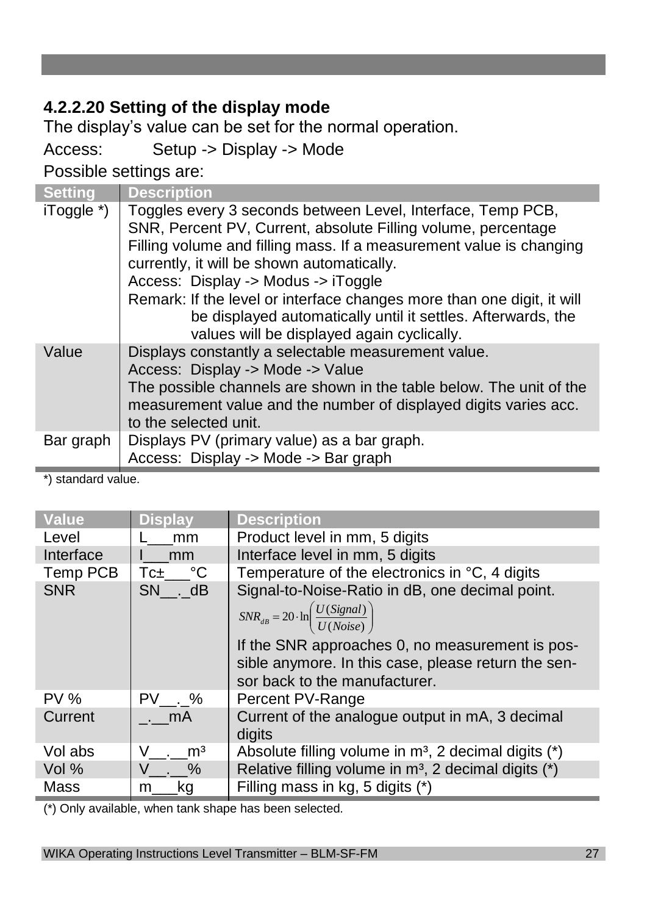### 4.2.2.20 Setting of the display mode

The display's value can be set for the normal operation.

Access: Setup -> Display -> Mode

Possible settings are:

| Setting | Description |
|---|---|
| iToggle *) | Toggles every 3 seconds between Level, Interface, Temp PCB, SNR, Percent PV, Current, absolute Filling volume, percentage Filling volume and filling mass. If a measurement value is changing currently, it will be shown automatically.<br>Access: Display -> Modus -> iToggle<br>Remark: If the level or interface changes more than one digit, it will be displayed automatically until it settles. Afterwards, the values will be displayed again cyclically. |
| Value | Displays constantly a selectable measurement value.<br>Access: Display -> Mode -> Value<br>The possible channels are shown in the table below. The unit of the measurement value and the number of displayed digits varies acc. to the selected unit. |
| Bar graph | Displays PV (primary value) as a bar graph.<br>Access: Display -> Mode -> Bar graph |

*) standard value.

| Value | Display | Description |
|---|---|---|
| Level | L___mm | Product level in mm, 5 digits |
| Interface | I___mm | Interface level in mm, 5 digits |
| Temp PCB | Tc±___°C | Temperature of the electronics in °C, 4 digits |
| SNR | SN__._dB | Signal-to-Noise-Ratio in dB, one decimal point.<br>$SNR_{dB} = 20 \cdot \ln\left(\frac{U(Signal)}{U(Noise)}\right)$<br>If the SNR approaches 0, no measurement is possible anymore. In this case, please return the sensor back to the manufacturer. |
| PV % | PV__._% | Percent PV-Range |
| Current | _.__mA | Current of the analogue output in mA, 3 decimal digits |
| Vol abs | V__.__m³ | Absolute filling volume in m³, 2 decimal digits (*) |
| Vol % | V__.__% | Relative filling volume in m³, 2 decimal digits (*) |
| Mass | m___kg | Filling mass in kg, 5 digits (*) |

(*) Only available, when tank shape has been selected.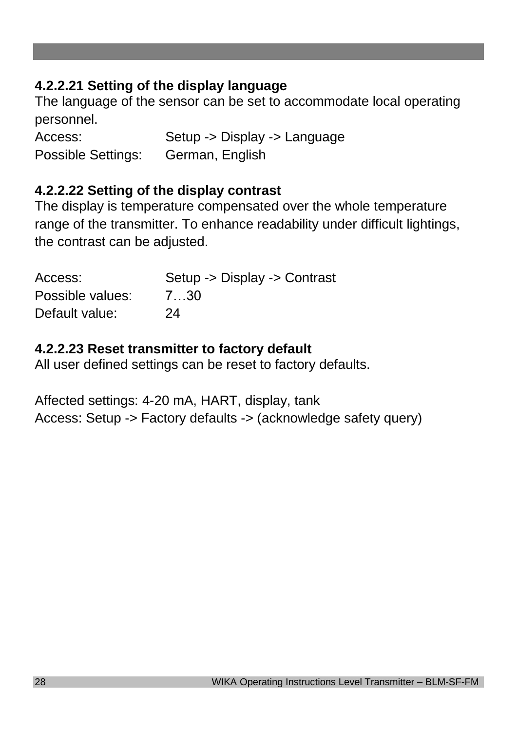#### 4.2.2.21 Setting of the display language

The language of the sensor can be set to accommodate local operating personnel.

Access: Setup -> Display -> Language
Possible Settings: German, English

#### 4.2.2.22 Setting of the display contrast

The display is temperature compensated over the whole temperature range of the transmitter. To enhance readability under difficult lightings, the contrast can be adjusted.

Access: Setup -> Display -> Contrast
Possible values: 7…30
Default value: 24

#### 4.2.2.23 Reset transmitter to factory default

All user defined settings can be reset to factory defaults.

Affected settings: 4-20 mA, HART, display, tank
Access: Setup -> Factory defaults -> (acknowledge safety query)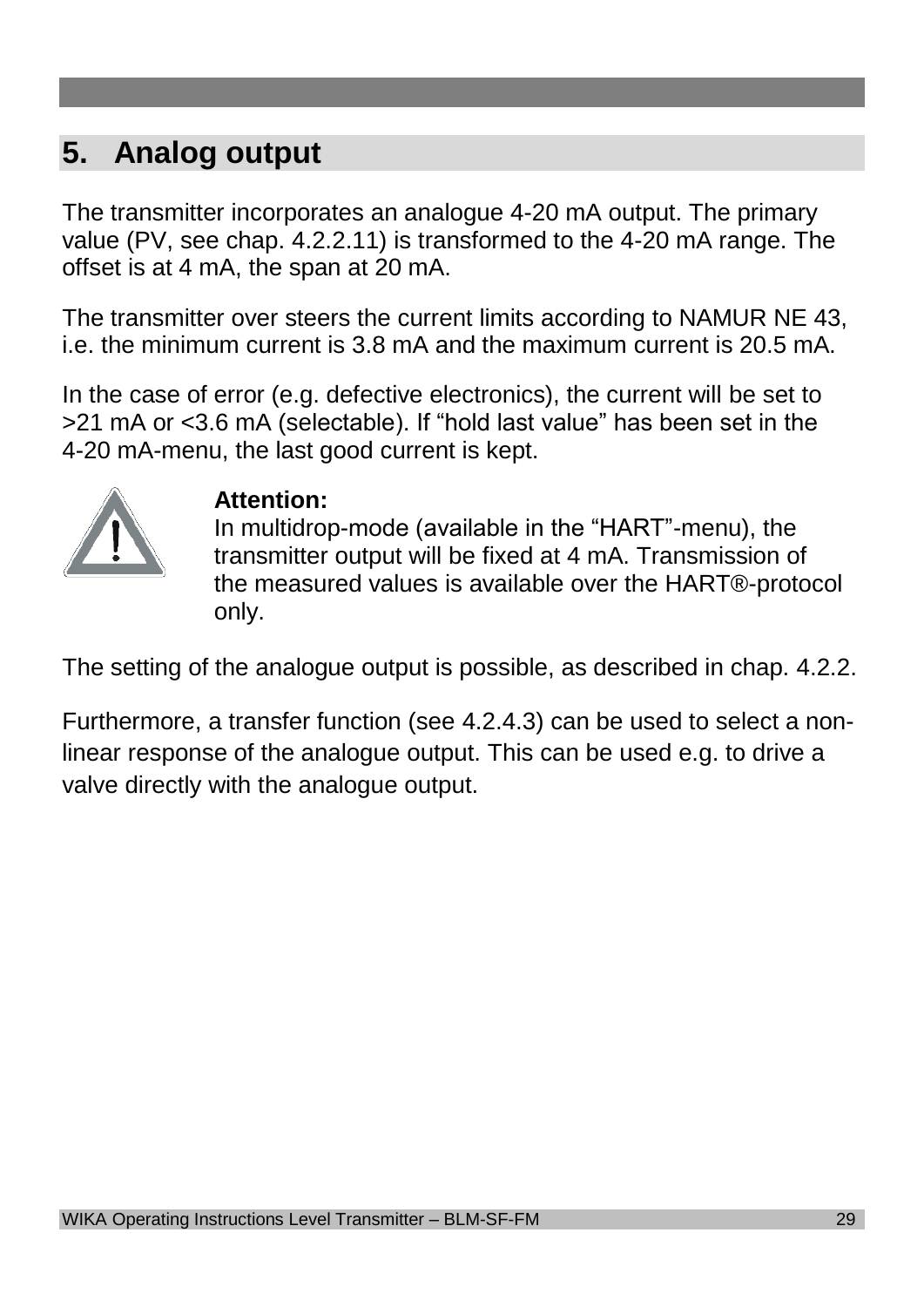# 5. Analog output

The transmitter incorporates an analogue 4-20 mA output. The primary value (PV, see chap. 4.2.2.11) is transformed to the 4-20 mA range. The offset is at 4 mA, the span at 20 mA.

The transmitter over steers the current limits according to NAMUR NE 43, i.e. the minimum current is 3.8 mA and the maximum current is 20.5 mA.

In the case of error (e.g. defective electronics), the current will be set to >21 mA or <3.6 mA (selectable). If "hold last value" has been set in the 4-20 mA-menu, the last good current is kept.

**Attention:**
In multidrop-mode (available in the "HART"-menu), the transmitter output will be fixed at 4 mA. Transmission of the measured values is available over the HART®-protocol only.

The setting of the analogue output is possible, as described in chap. 4.2.2.

Furthermore, a transfer function (see 4.2.4.3) can be used to select a non-linear response of the analogue output. This can be used e.g. to drive a valve directly with the analogue output.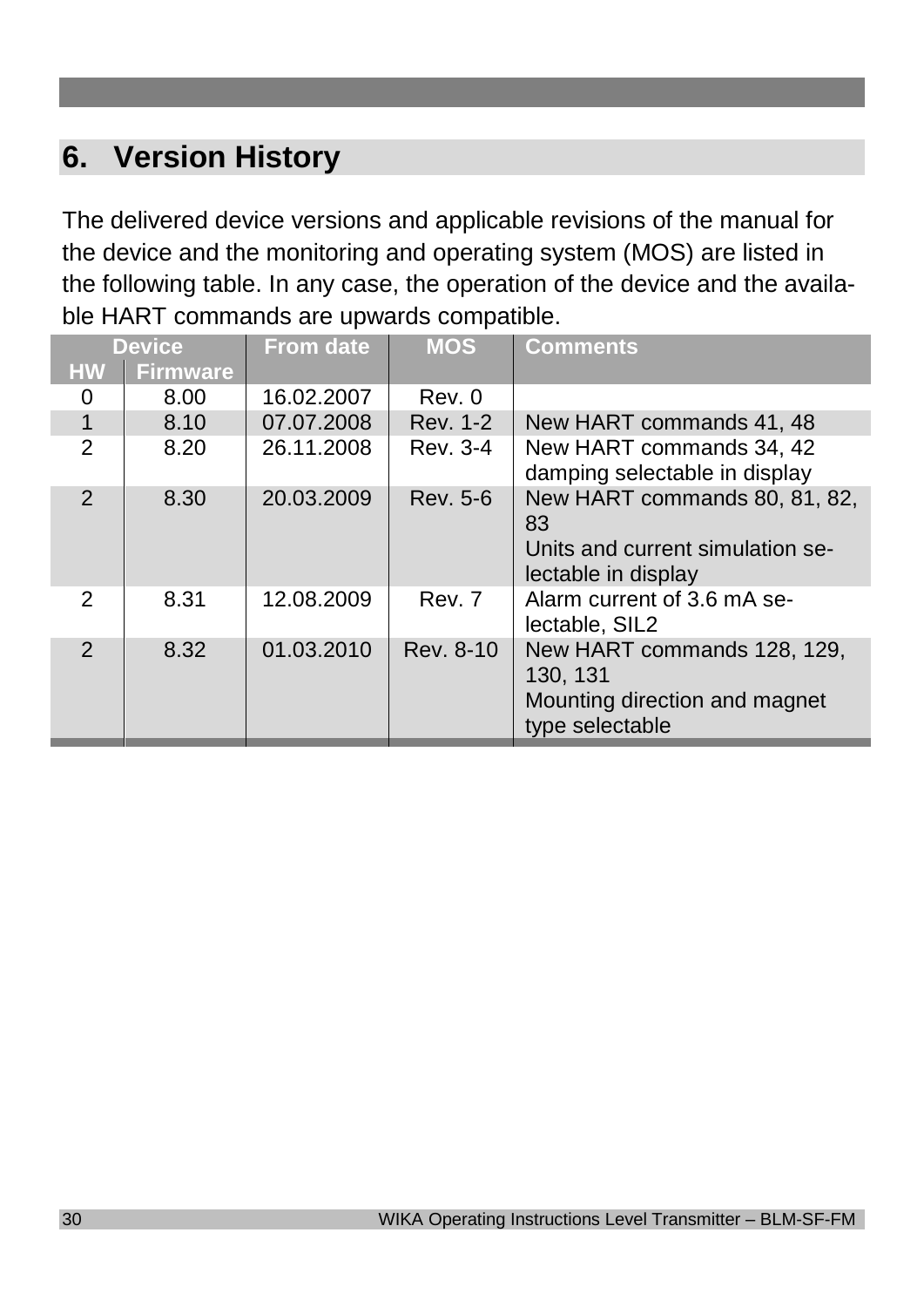# 6. Version History

The delivered device versions and applicable revisions of the manual for the device and the monitoring and operating system (MOS) are listed in the following table. In any case, the operation of the device and the available HART commands are upwards compatible.

| Device | | From date | MOS | Comments |
|---|---|---|---|---|
| HW | Firmware | | | |
| 0 | 8.00 | 16.02.2007 | Rev. 0 | |
| 1 | 8.10 | 07.07.2008 | Rev. 1-2 | New HART commands 41, 48 |
| 2 | 8.20 | 26.11.2008 | Rev. 3-4 | New HART commands 34, 42<br>damping selectable in display |
| 2 | 8.30 | 20.03.2009 | Rev. 5-6 | New HART commands 80, 81, 82, 83<br>Units and current simulation selectable in display |
| 2 | 8.31 | 12.08.2009 | Rev. 7 | Alarm current of 3.6 mA selectable, SIL2 |
| 2 | 8.32 | 01.03.2010 | Rev. 8-10 | New HART commands 128, 129, 130, 131<br>Mounting direction and magnet type selectable |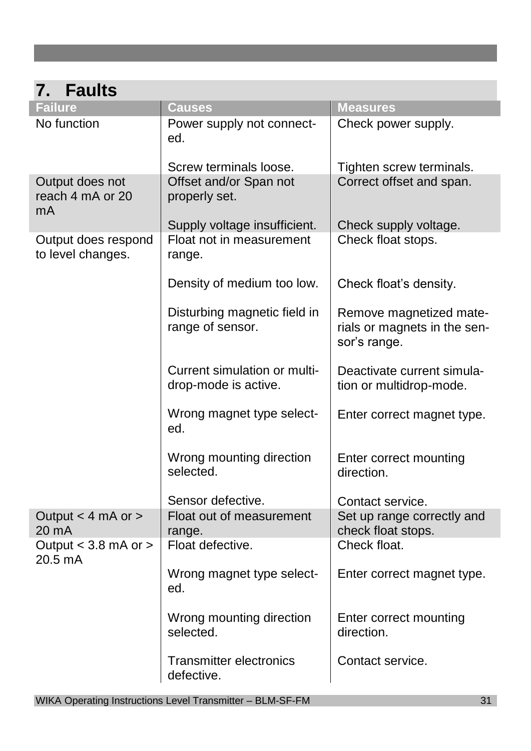# 7. Faults

| Failure | Causes | Measures |
|---|---|---|
| No function | Power supply not connected.<br><br>Screw terminals loose. | Check power supply.<br><br>Tighten screw terminals. |
| Output does not reach 4 mA or 20 mA | Offset and/or Span not properly set.<br><br>Supply voltage insufficient. | Correct offset and span.<br><br>Check supply voltage. |
| Output does respond to level changes. | Float not in measurement range.<br><br>Density of medium too low.<br><br>Disturbing magnetic field in range of sensor.<br><br>Current simulation or multidrop-mode is active.<br><br>Wrong magnet type selected.<br><br>Wrong mounting direction selected.<br><br>Sensor defective. | Check float stops.<br><br>Check float's density.<br><br>Remove magnetized materials or magnets in the sensor's range.<br><br>Deactivate current simulation or multidrop-mode.<br><br>Enter correct magnet type.<br><br>Enter correct mounting direction.<br><br>Contact service. |
| Output < 4 mA or > 20 mA | Float out of measurement range. | Set up range correctly and check float stops. |
| Output < 3.8 mA or > 20.5 mA | Float defective.<br><br>Wrong magnet type selected.<br><br>Wrong mounting direction selected.<br><br>Transmitter electronics defective. | Check float.<br><br>Enter correct magnet type.<br><br>Enter correct mounting direction.<br><br>Contact service. |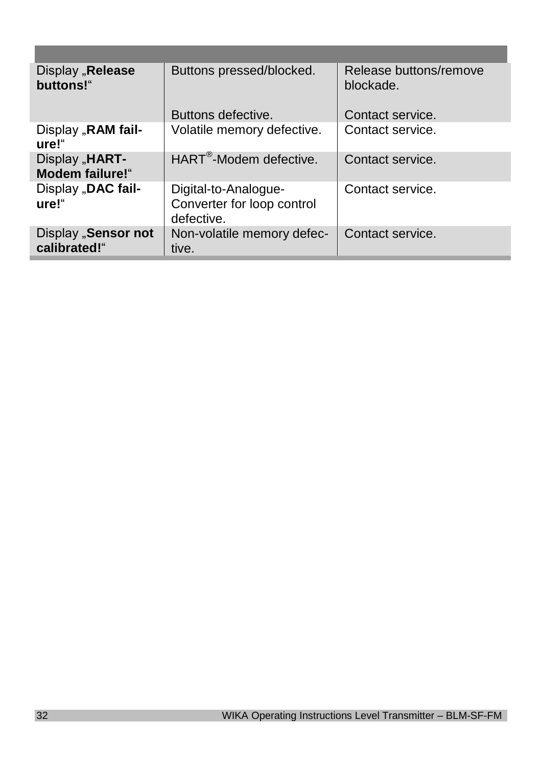| | | |
|---|---|---|
| Display „**Release buttons!**“ | Buttons pressed/blocked.<br><br>Buttons defective. | Release buttons/remove blockade.<br><br>Contact service. |
| Display „**RAM failure!**“ | Volatile memory defective. | Contact service. |
| Display „**HART-Modem failure!**“ | HART®-Modem defective. | Contact service. |
| Display „**DAC failure!**“ | Digital-to-Analogue-Converter for loop control defective. | Contact service. |
| Display „**Sensor not calibrated!**“ | Non-volatile memory defective. | Contact service. |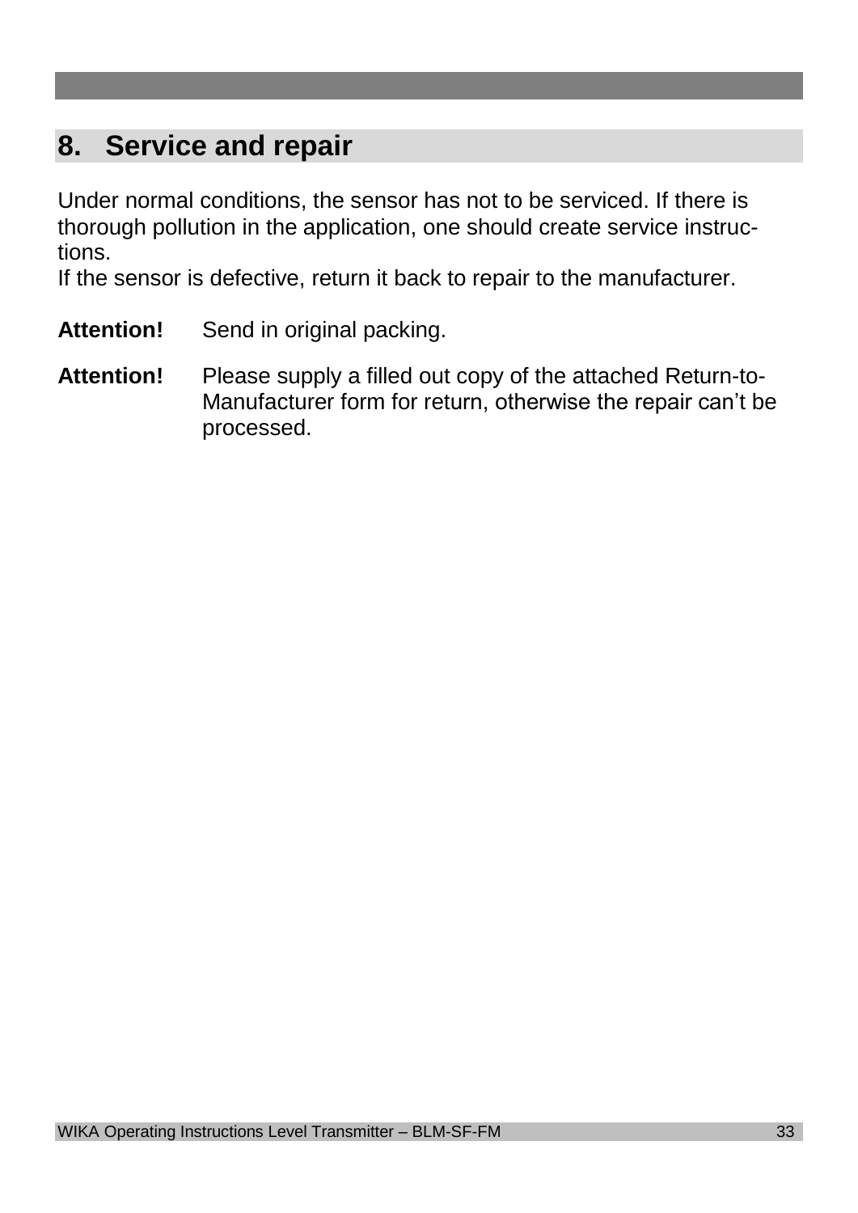# 8. Service and repair

Under normal conditions, the sensor has not to be serviced. If there is thorough pollution in the application, one should create service instructions.
If the sensor is defective, return it back to repair to the manufacturer.

**Attention!** Send in original packing.

**Attention!** Please supply a filled out copy of the attached Return-to-Manufacturer form for return, otherwise the repair can't be processed.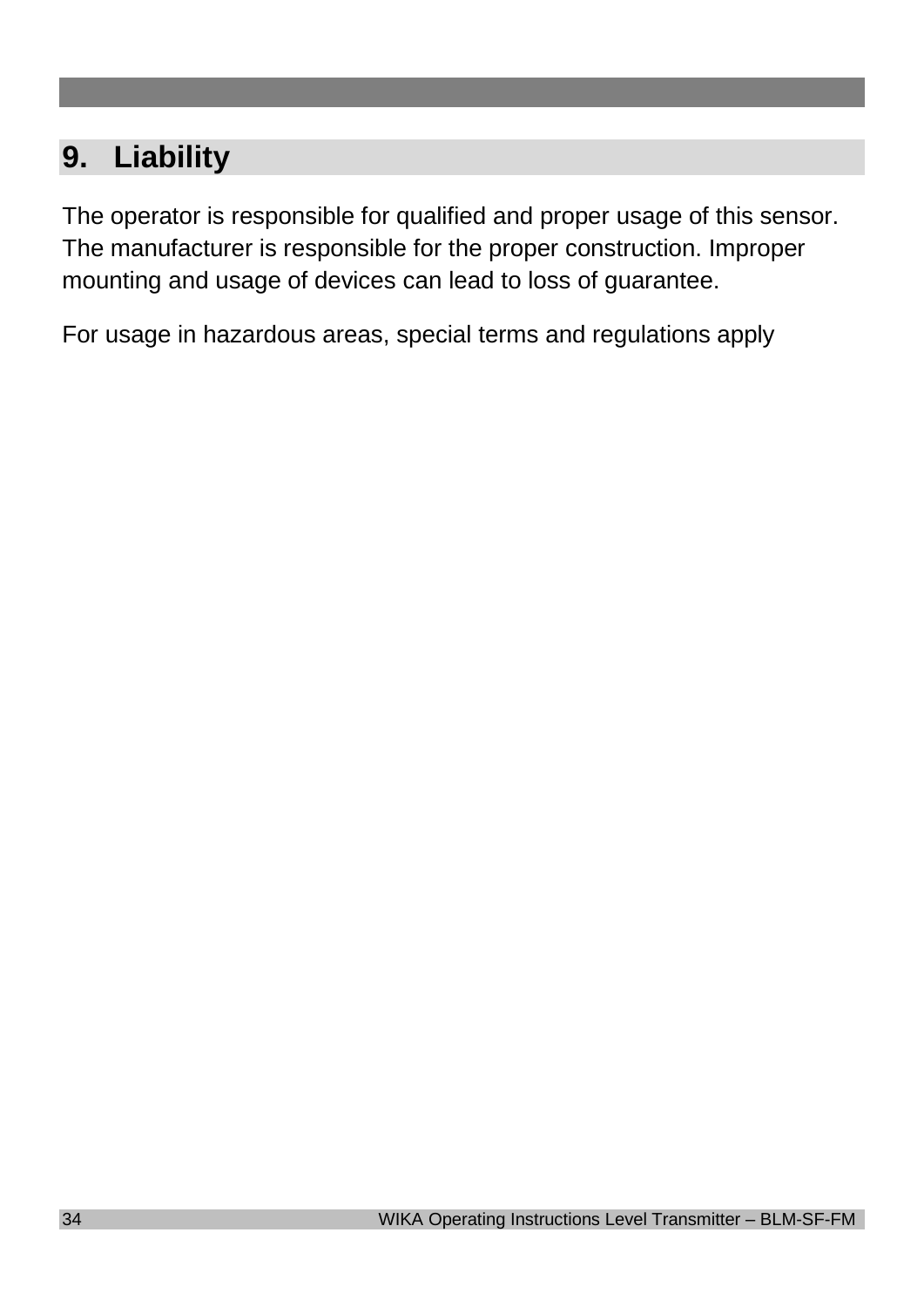# 9. Liability

The operator is responsible for qualified and proper usage of this sensor. The manufacturer is responsible for the proper construction. Improper mounting and usage of devices can lead to loss of guarantee.

For usage in hazardous areas, special terms and regulations apply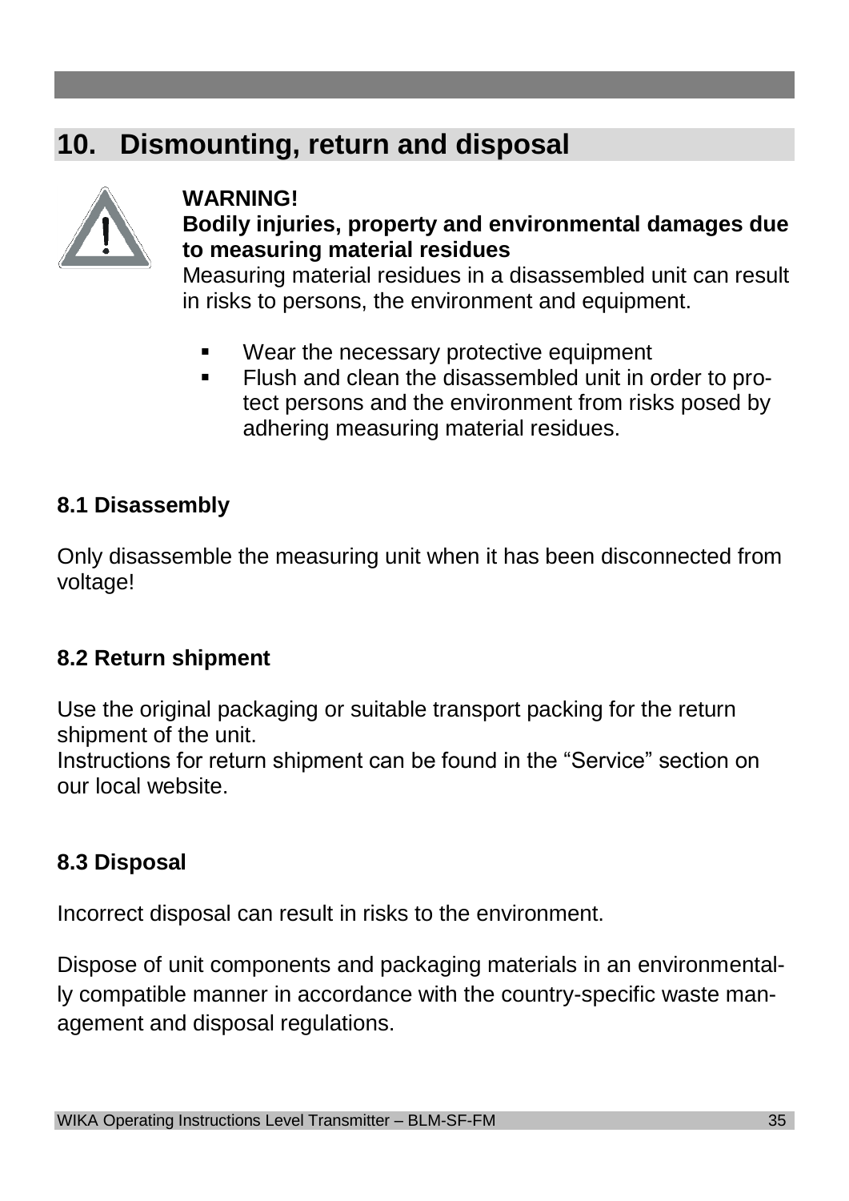# 10. Dismounting, return and disposal

**WARNING!**
**Bodily injuries, property and environmental damages due to measuring material residues**
Measuring material residues in a disassembled unit can result in risks to persons, the environment and equipment.

- Wear the necessary protective equipment
- Flush and clean the disassembled unit in order to protect persons and the environment from risks posed by adhering measuring material residues.

### 8.1 Disassembly

Only disassemble the measuring unit when it has been disconnected from voltage!

### 8.2 Return shipment

Use the original packaging or suitable transport packing for the return shipment of the unit.
Instructions for return shipment can be found in the "Service" section on our local website.

### 8.3 Disposal

Incorrect disposal can result in risks to the environment.

Dispose of unit components and packaging materials in an environmentally compatible manner in accordance with the country-specific waste management and disposal regulations.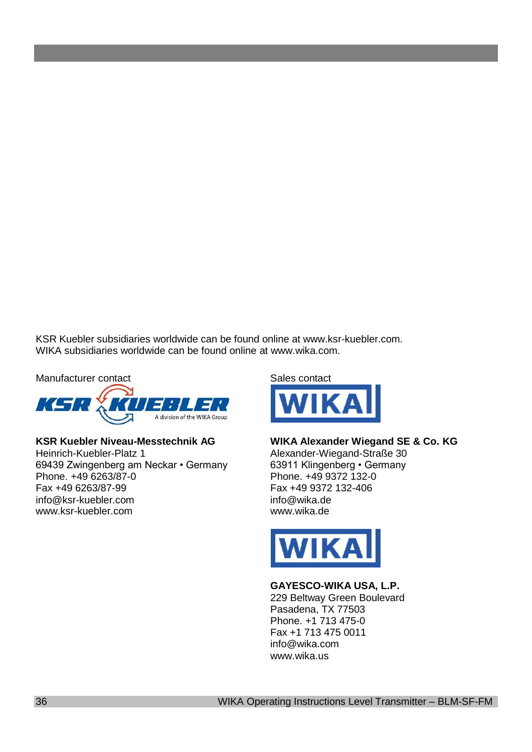KSR Kuebler subsidiaries worldwide can be found online at www.ksr-kuebler.com.
WIKA subsidiaries worldwide can be found online at www.wika.com.

Manufacturer contact

**KSR Kuebler Niveau-Messtechnik AG**
Heinrich-Kuebler-Platz 1
69439 Zwingenberg am Neckar • Germany
Phone. +49 6263/87-0
Fax +49 6263/87-99
info@ksr-kuebler.com
www.ksr-kuebler.com

Sales contact

**WIKA Alexander Wiegand SE & Co. KG**
Alexander-Wiegand-Straße 30
63911 Klingenberg • Germany
Phone. +49 9372 132-0
Fax +49 9372 132-406
info@wika.de
www.wika.de

**GAYESCO-WIKA USA, L.P.**
229 Beltway Green Boulevard
Pasadena, TX 77503
Phone. +1 713 475-0
Fax +1 713 475 0011
info@wika.com
www.wika.us